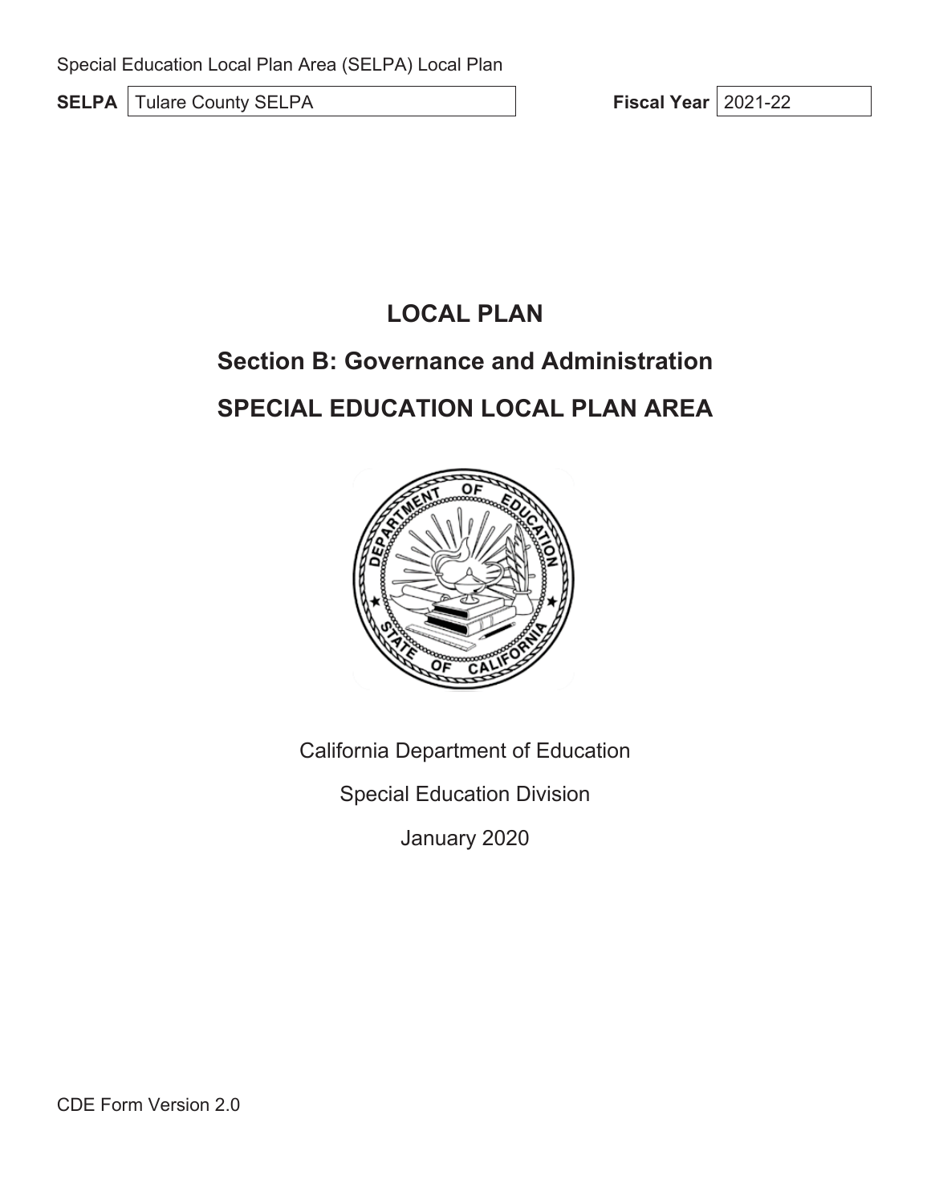Special Education Local Plan Area (SELPA) Local Plan

| | | | |
|---|---|---|---|
| **SELPA** | Tulare County SELPA | **Fiscal Year** | 2021-22 |

# LOCAL PLAN

## Section B: Governance and Administration

## SPECIAL EDUCATION LOCAL PLAN AREA

California Department of Education

Special Education Division

January 2020

CDE Form Version 2.0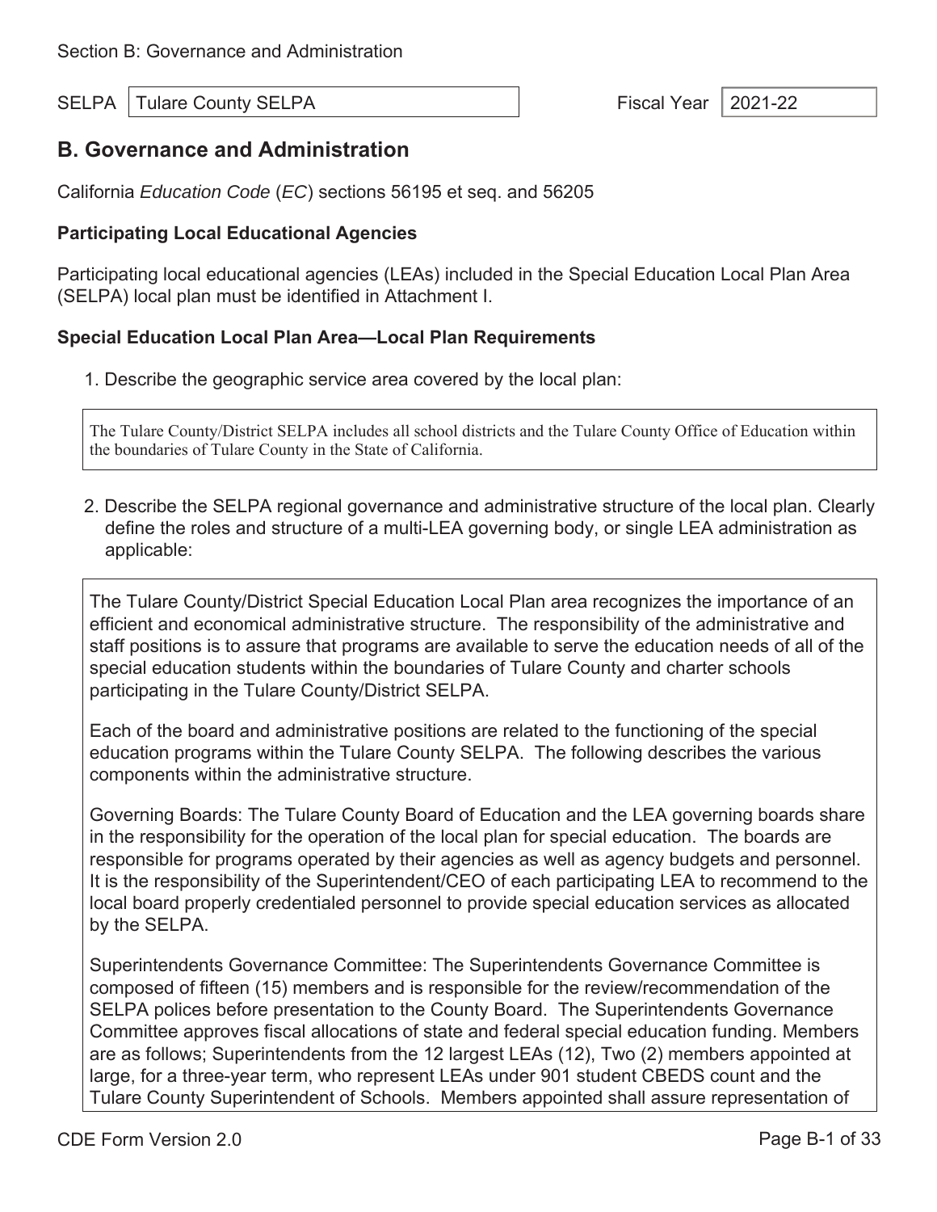Section B: Governance and Administration

SELPA: Tulare County SELPA

Fiscal Year: 2021-22

## B. Governance and Administration

California *Education Code* (*EC*) sections 56195 et seq. and 56205

### Participating Local Educational Agencies

Participating local educational agencies (LEAs) included in the Special Education Local Plan Area (SELPA) local plan must be identified in Attachment I.

### Special Education Local Plan Area—Local Plan Requirements

1. Describe the geographic service area covered by the local plan:

The Tulare County/District SELPA includes all school districts and the Tulare County Office of Education within the boundaries of Tulare County in the State of California.

2. Describe the SELPA regional governance and administrative structure of the local plan. Clearly define the roles and structure of a multi-LEA governing body, or single LEA administration as applicable:

The Tulare County/District Special Education Local Plan area recognizes the importance of an efficient and economical administrative structure. The responsibility of the administrative and staff positions is to assure that programs are available to serve the education needs of all of the special education students within the boundaries of Tulare County and charter schools participating in the Tulare County/District SELPA.

Each of the board and administrative positions are related to the functioning of the special education programs within the Tulare County SELPA. The following describes the various components within the administrative structure.

Governing Boards: The Tulare County Board of Education and the LEA governing boards share in the responsibility for the operation of the local plan for special education. The boards are responsible for programs operated by their agencies as well as agency budgets and personnel. It is the responsibility of the Superintendent/CEO of each participating LEA to recommend to the local board properly credentialed personnel to provide special education services as allocated by the SELPA.

Superintendents Governance Committee: The Superintendents Governance Committee is composed of fifteen (15) members and is responsible for the review/recommendation of the SELPA polices before presentation to the County Board. The Superintendents Governance Committee approves fiscal allocations of state and federal special education funding. Members are as follows; Superintendents from the 12 largest LEAs (12), Two (2) members appointed at large, for a three-year term, who represent LEAs under 901 student CBEDS count and the Tulare County Superintendent of Schools. Members appointed shall assure representation of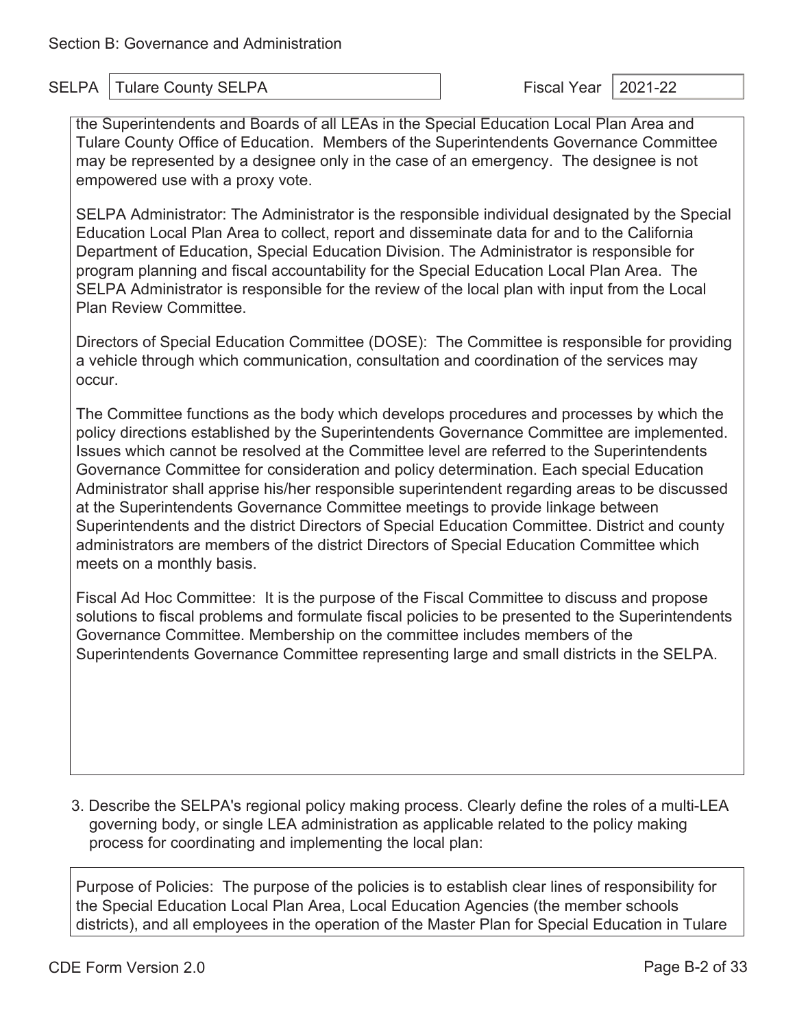Section B: Governance and Administration

SELPA: Tulare County SELPA

Fiscal Year: 2021-22

the Superintendents and Boards of all LEAs in the Special Education Local Plan Area and Tulare County Office of Education. Members of the Superintendents Governance Committee may be represented by a designee only in the case of an emergency. The designee is not empowered use with a proxy vote.

SELPA Administrator: The Administrator is the responsible individual designated by the Special Education Local Plan Area to collect, report and disseminate data for and to the California Department of Education, Special Education Division. The Administrator is responsible for program planning and fiscal accountability for the Special Education Local Plan Area. The SELPA Administrator is responsible for the review of the local plan with input from the Local Plan Review Committee.

Directors of Special Education Committee (DOSE): The Committee is responsible for providing a vehicle through which communication, consultation and coordination of the services may occur.

The Committee functions as the body which develops procedures and processes by which the policy directions established by the Superintendents Governance Committee are implemented. Issues which cannot be resolved at the Committee level are referred to the Superintendents Governance Committee for consideration and policy determination. Each special Education Administrator shall apprise his/her responsible superintendent regarding areas to be discussed at the Superintendents Governance Committee meetings to provide linkage between Superintendents and the district Directors of Special Education Committee. District and county administrators are members of the district Directors of Special Education Committee which meets on a monthly basis.

Fiscal Ad Hoc Committee: It is the purpose of the Fiscal Committee to discuss and propose solutions to fiscal problems and formulate fiscal policies to be presented to the Superintendents Governance Committee. Membership on the committee includes members of the Superintendents Governance Committee representing large and small districts in the SELPA.

3. Describe the SELPA's regional policy making process. Clearly define the roles of a multi-LEA governing body, or single LEA administration as applicable related to the policy making process for coordinating and implementing the local plan:

Purpose of Policies: The purpose of the policies is to establish clear lines of responsibility for the Special Education Local Plan Area, Local Education Agencies (the member schools districts), and all employees in the operation of the Master Plan for Special Education in Tulare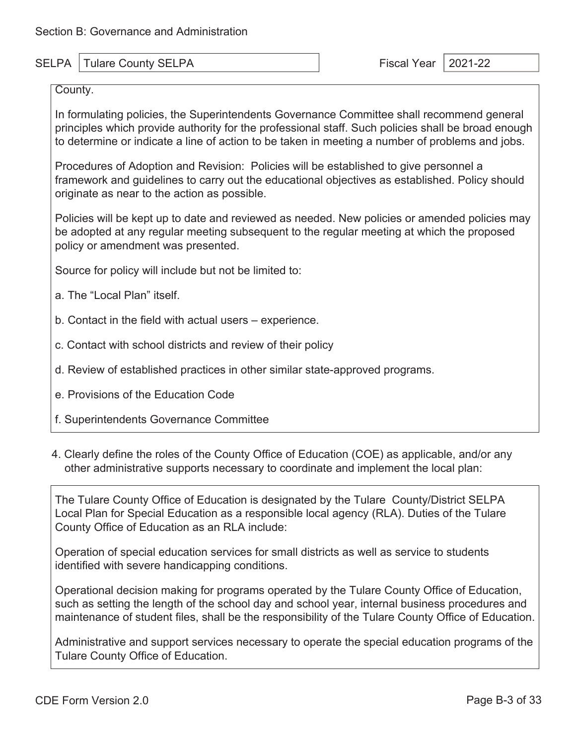Section B: Governance and Administration

SELPA: Tulare County SELPA | Fiscal Year: 2021-22

County.

In formulating policies, the Superintendents Governance Committee shall recommend general principles which provide authority for the professional staff. Such policies shall be broad enough to determine or indicate a line of action to be taken in meeting a number of problems and jobs.

Procedures of Adoption and Revision: Policies will be established to give personnel a framework and guidelines to carry out the educational objectives as established. Policy should originate as near to the action as possible.

Policies will be kept up to date and reviewed as needed. New policies or amended policies may be adopted at any regular meeting subsequent to the regular meeting at which the proposed policy or amendment was presented.

Source for policy will include but not be limited to:

a. The "Local Plan" itself.

b. Contact in the field with actual users – experience.

c. Contact with school districts and review of their policy

d. Review of established practices in other similar state-approved programs.

e. Provisions of the Education Code

f. Superintendents Governance Committee

4. Clearly define the roles of the County Office of Education (COE) as applicable, and/or any other administrative supports necessary to coordinate and implement the local plan:

The Tulare County Office of Education is designated by the Tulare County/District SELPA Local Plan for Special Education as a responsible local agency (RLA). Duties of the Tulare County Office of Education as an RLA include:

Operation of special education services for small districts as well as service to students identified with severe handicapping conditions.

Operational decision making for programs operated by the Tulare County Office of Education, such as setting the length of the school day and school year, internal business procedures and maintenance of student files, shall be the responsibility of the Tulare County Office of Education.

Administrative and support services necessary to operate the special education programs of the Tulare County Office of Education.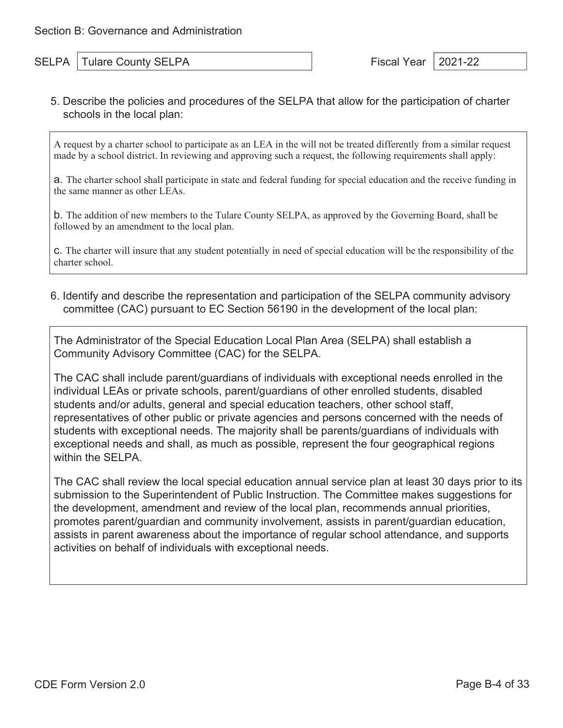Section B: Governance and Administration

SELPA: Tulare County SELPA

Fiscal Year: 2021-22

5. Describe the policies and procedures of the SELPA that allow for the participation of charter schools in the local plan:

A request by a charter school to participate as an LEA in the will not be treated differently from a similar request made by a school district. In reviewing and approving such a request, the following requirements shall apply:

a. The charter school shall participate in state and federal funding for special education and the receive funding in the same manner as other LEAs.

b. The addition of new members to the Tulare County SELPA, as approved by the Governing Board, shall be followed by an amendment to the local plan.

c. The charter will insure that any student potentially in need of special education will be the responsibility of the charter school.

6. Identify and describe the representation and participation of the SELPA community advisory committee (CAC) pursuant to EC Section 56190 in the development of the local plan:

The Administrator of the Special Education Local Plan Area (SELPA) shall establish a Community Advisory Committee (CAC) for the SELPA.

The CAC shall include parent/guardians of individuals with exceptional needs enrolled in the individual LEAs or private schools, parent/guardians of other enrolled students, disabled students and/or adults, general and special education teachers, other school staff, representatives of other public or private agencies and persons concerned with the needs of students with exceptional needs. The majority shall be parents/guardians of individuals with exceptional needs and shall, as much as possible, represent the four geographical regions within the SELPA.

The CAC shall review the local special education annual service plan at least 30 days prior to its submission to the Superintendent of Public Instruction. The Committee makes suggestions for the development, amendment and review of the local plan, recommends annual priorities, promotes parent/guardian and community involvement, assists in parent/guardian education, assists in parent awareness about the importance of regular school attendance, and supports activities on behalf of individuals with exceptional needs.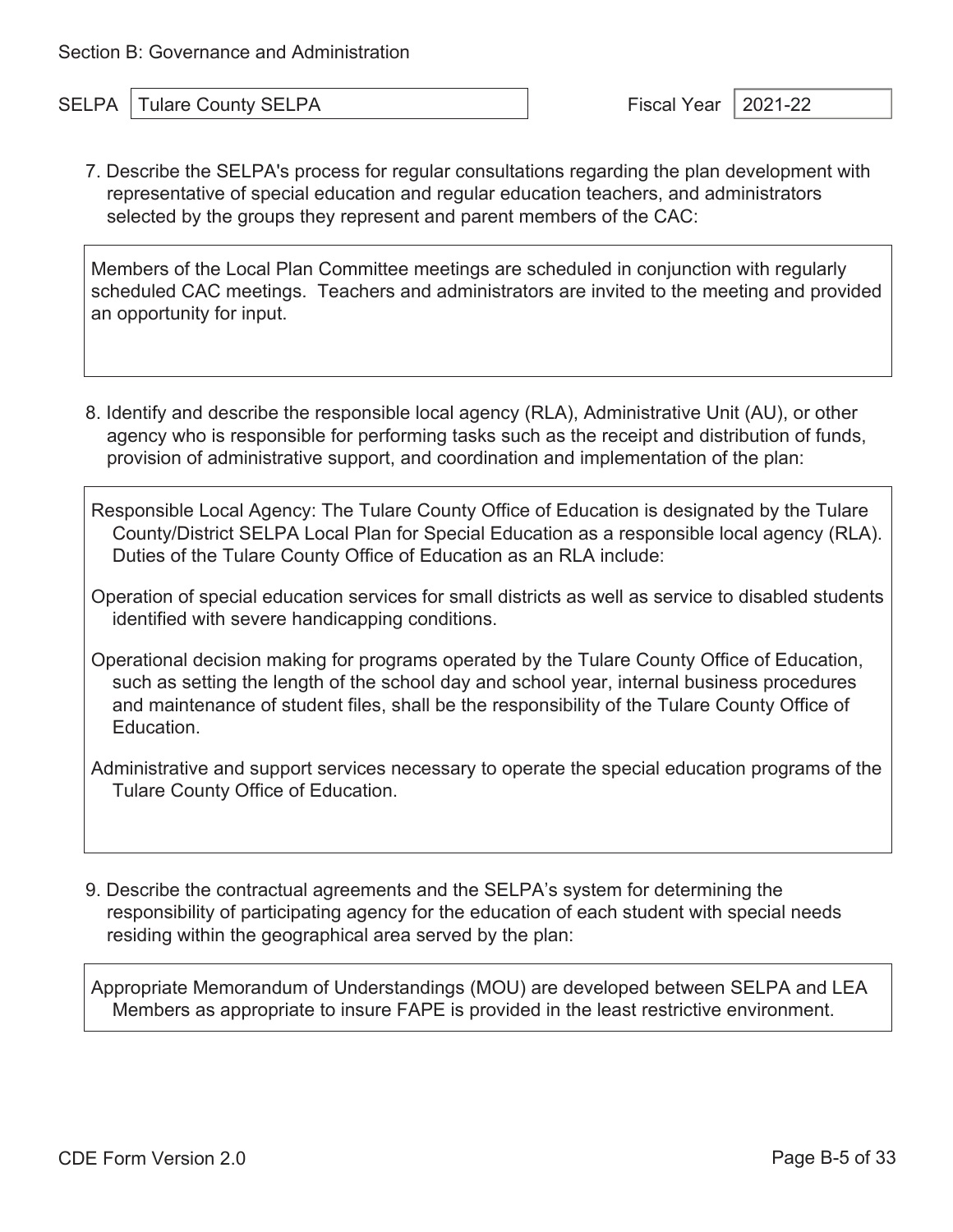Section B: Governance and Administration

SELPA: Tulare County SELPA

Fiscal Year: 2021-22

7. Describe the SELPA's process for regular consultations regarding the plan development with representative of special education and regular education teachers, and administrators selected by the groups they represent and parent members of the CAC:

Members of the Local Plan Committee meetings are scheduled in conjunction with regularly scheduled CAC meetings. Teachers and administrators are invited to the meeting and provided an opportunity for input.

8. Identify and describe the responsible local agency (RLA), Administrative Unit (AU), or other agency who is responsible for performing tasks such as the receipt and distribution of funds, provision of administrative support, and coordination and implementation of the plan:

Responsible Local Agency: The Tulare County Office of Education is designated by the Tulare County/District SELPA Local Plan for Special Education as a responsible local agency (RLA). Duties of the Tulare County Office of Education as an RLA include:

Operation of special education services for small districts as well as service to disabled students identified with severe handicapping conditions.

Operational decision making for programs operated by the Tulare County Office of Education, such as setting the length of the school day and school year, internal business procedures and maintenance of student files, shall be the responsibility of the Tulare County Office of Education.

Administrative and support services necessary to operate the special education programs of the Tulare County Office of Education.

9. Describe the contractual agreements and the SELPA's system for determining the responsibility of participating agency for the education of each student with special needs residing within the geographical area served by the plan:

Appropriate Memorandum of Understandings (MOU) are developed between SELPA and LEA Members as appropriate to insure FAPE is provided in the least restrictive environment.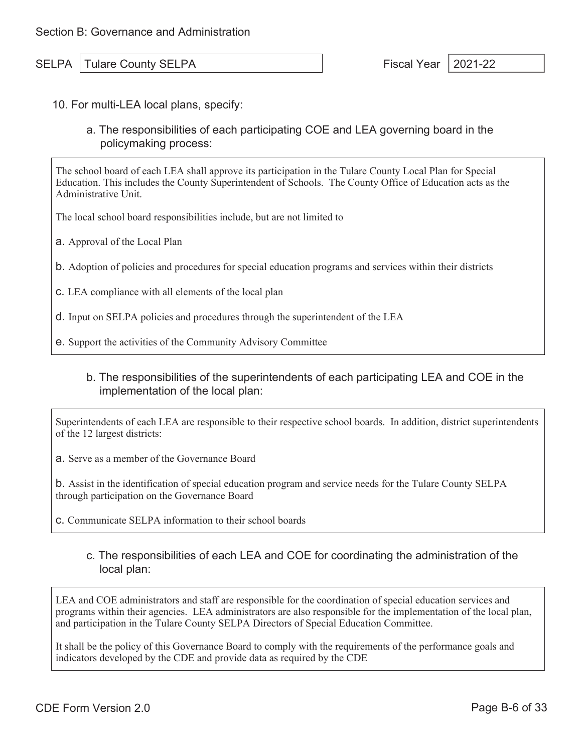Section B: Governance and Administration

SELPA: Tulare County SELPA

Fiscal Year: 2021-22

10. For multi-LEA local plans, specify:

   a. The responsibilities of each participating COE and LEA governing board in the policymaking process:

The school board of each LEA shall approve its participation in the Tulare County Local Plan for Special Education. This includes the County Superintendent of Schools. The County Office of Education acts as the Administrative Unit.

The local school board responsibilities include, but are not limited to

a. Approval of the Local Plan

b. Adoption of policies and procedures for special education programs and services within their districts

c. LEA compliance with all elements of the local plan

d. Input on SELPA policies and procedures through the superintendent of the LEA

e. Support the activities of the Community Advisory Committee

   b. The responsibilities of the superintendents of each participating LEA and COE in the implementation of the local plan:

Superintendents of each LEA are responsible to their respective school boards. In addition, district superintendents of the 12 largest districts:

a. Serve as a member of the Governance Board

b. Assist in the identification of special education program and service needs for the Tulare County SELPA through participation on the Governance Board

c. Communicate SELPA information to their school boards

   c. The responsibilities of each LEA and COE for coordinating the administration of the local plan:

LEA and COE administrators and staff are responsible for the coordination of special education services and programs within their agencies. LEA administrators are also responsible for the implementation of the local plan, and participation in the Tulare County SELPA Directors of Special Education Committee.

It shall be the policy of this Governance Board to comply with the requirements of the performance goals and indicators developed by the CDE and provide data as required by the CDE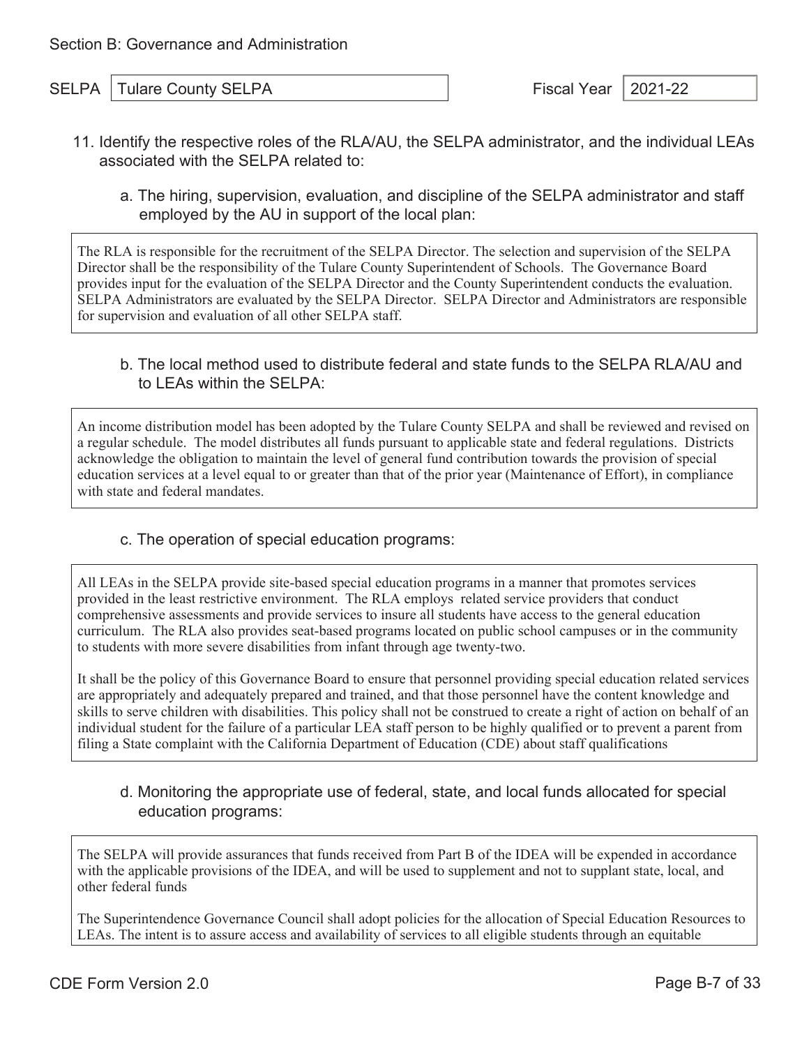Section B: Governance and Administration

SELPA: Tulare County SELPA

Fiscal Year: 2021-22

11. Identify the respective roles of the RLA/AU, the SELPA administrator, and the individual LEAs associated with the SELPA related to:

   a. The hiring, supervision, evaluation, and discipline of the SELPA administrator and staff employed by the AU in support of the local plan:

The RLA is responsible for the recruitment of the SELPA Director. The selection and supervision of the SELPA Director shall be the responsibility of the Tulare County Superintendent of Schools. The Governance Board provides input for the evaluation of the SELPA Director and the County Superintendent conducts the evaluation. SELPA Administrators are evaluated by the SELPA Director. SELPA Director and Administrators are responsible for supervision and evaluation of all other SELPA staff.

   b. The local method used to distribute federal and state funds to the SELPA RLA/AU and to LEAs within the SELPA:

An income distribution model has been adopted by the Tulare County SELPA and shall be reviewed and revised on a regular schedule. The model distributes all funds pursuant to applicable state and federal regulations. Districts acknowledge the obligation to maintain the level of general fund contribution towards the provision of special education services at a level equal to or greater than that of the prior year (Maintenance of Effort), in compliance with state and federal mandates.

   c. The operation of special education programs:

All LEAs in the SELPA provide site-based special education programs in a manner that promotes services provided in the least restrictive environment. The RLA employs related service providers that conduct comprehensive assessments and provide services to insure all students have access to the general education curriculum. The RLA also provides seat-based programs located on public school campuses or in the community to students with more severe disabilities from infant through age twenty-two.

It shall be the policy of this Governance Board to ensure that personnel providing special education related services are appropriately and adequately prepared and trained, and that those personnel have the content knowledge and skills to serve children with disabilities. This policy shall not be construed to create a right of action on behalf of an individual student for the failure of a particular LEA staff person to be highly qualified or to prevent a parent from filing a State complaint with the California Department of Education (CDE) about staff qualifications

   d. Monitoring the appropriate use of federal, state, and local funds allocated for special education programs:

The SELPA will provide assurances that funds received from Part B of the IDEA will be expended in accordance with the applicable provisions of the IDEA, and will be used to supplement and not to supplant state, local, and other federal funds

The Superintendence Governance Council shall adopt policies for the allocation of Special Education Resources to LEAs. The intent is to assure access and availability of services to all eligible students through an equitable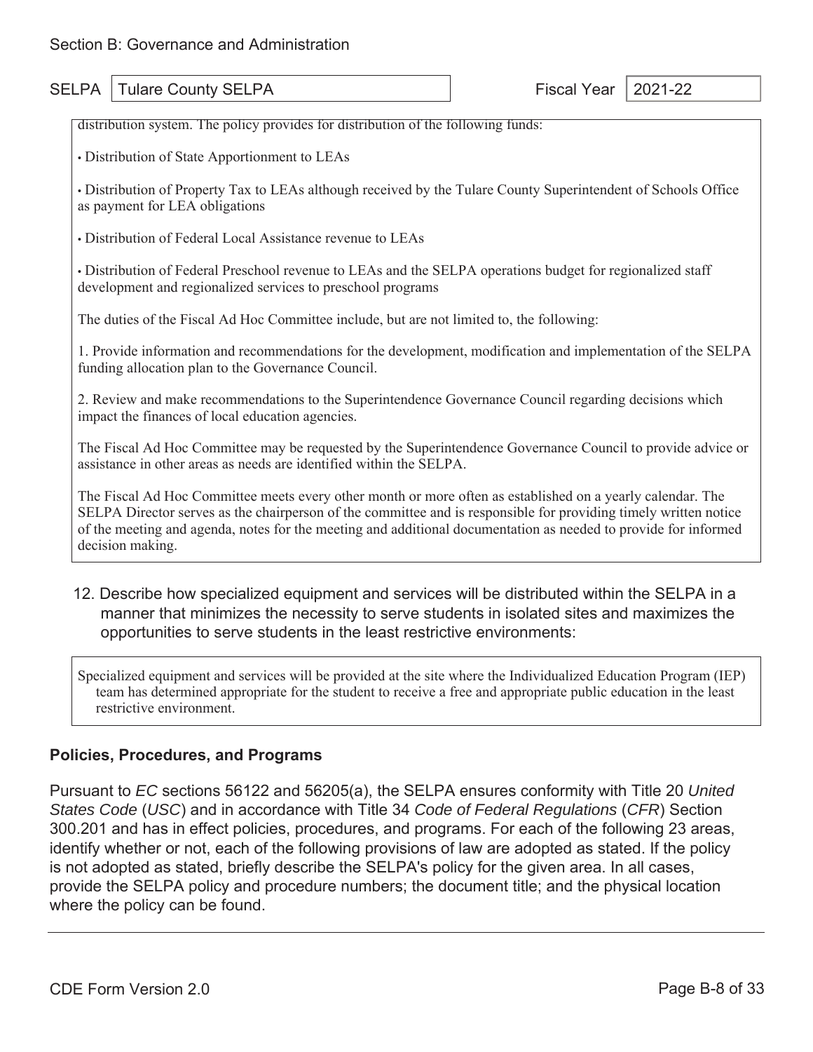Section B: Governance and Administration

SELPA: Tulare County SELPA | Fiscal Year: 2021-22

distribution system. The policy provides for distribution of the following funds:

- Distribution of State Apportionment to LEAs
- Distribution of Property Tax to LEAs although received by the Tulare County Superintendent of Schools Office as payment for LEA obligations
- Distribution of Federal Local Assistance revenue to LEAs
- Distribution of Federal Preschool revenue to LEAs and the SELPA operations budget for regionalized staff development and regionalized services to preschool programs

The duties of the Fiscal Ad Hoc Committee include, but are not limited to, the following:

1. Provide information and recommendations for the development, modification and implementation of the SELPA funding allocation plan to the Governance Council.
2. Review and make recommendations to the Superintendence Governance Council regarding decisions which impact the finances of local education agencies.

The Fiscal Ad Hoc Committee may be requested by the Superintendence Governance Council to provide advice or assistance in other areas as needs are identified within the SELPA.

The Fiscal Ad Hoc Committee meets every other month or more often as established on a yearly calendar. The SELPA Director serves as the chairperson of the committee and is responsible for providing timely written notice of the meeting and agenda, notes for the meeting and additional documentation as needed to provide for informed decision making.

12. Describe how specialized equipment and services will be distributed within the SELPA in a manner that minimizes the necessity to serve students in isolated sites and maximizes the opportunities to serve students in the least restrictive environments:

Specialized equipment and services will be provided at the site where the Individualized Education Program (IEP) team has determined appropriate for the student to receive a free and appropriate public education in the least restrictive environment.

### Policies, Procedures, and Programs

Pursuant to *EC* sections 56122 and 56205(a), the SELPA ensures conformity with Title 20 *United States Code* (*USC*) and in accordance with Title 34 *Code of Federal Regulations* (*CFR*) Section 300.201 and has in effect policies, procedures, and programs. For each of the following 23 areas, identify whether or not, each of the following provisions of law are adopted as stated. If the policy is not adopted as stated, briefly describe the SELPA's policy for the given area. In all cases, provide the SELPA policy and procedure numbers; the document title; and the physical location where the policy can be found.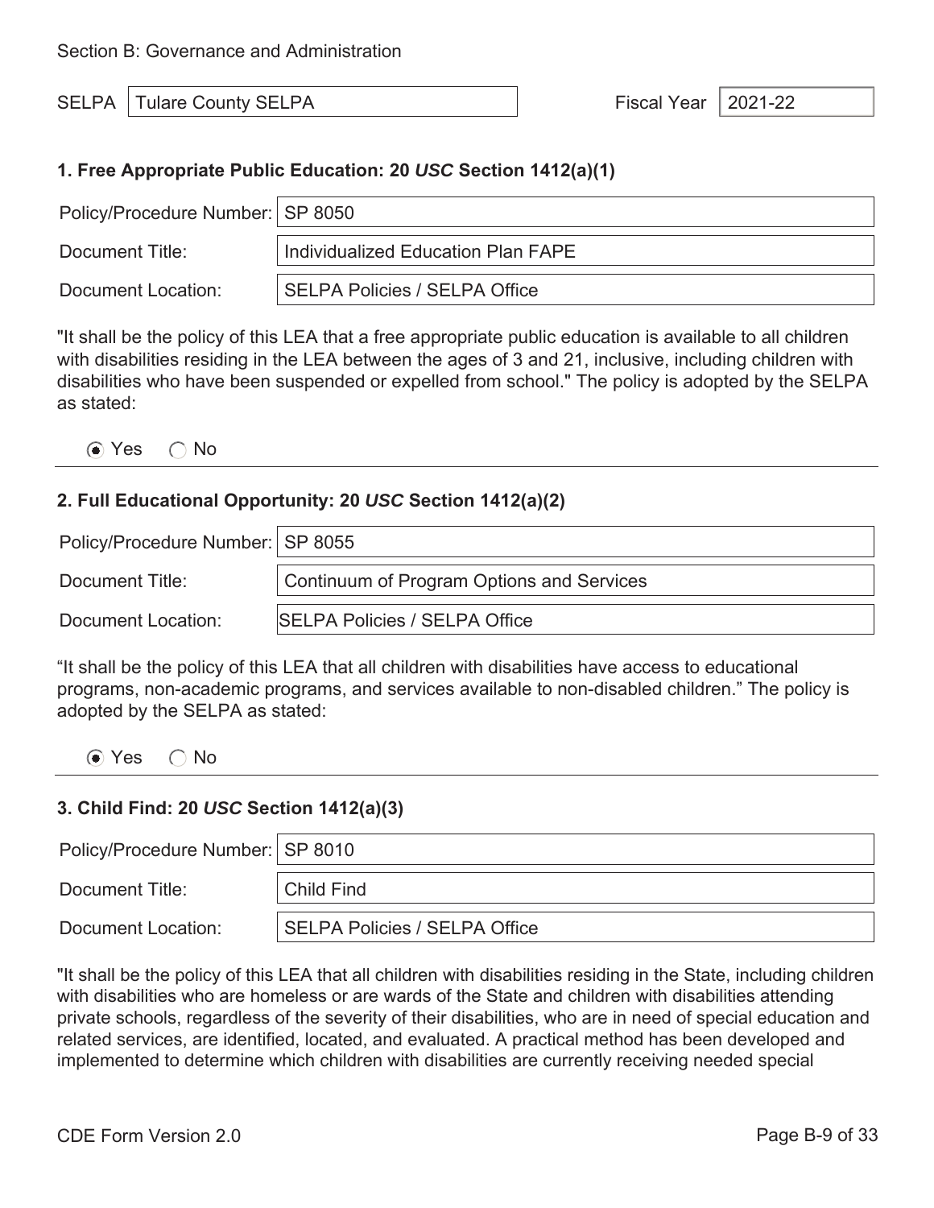Section B: Governance and Administration

| | | | |
|---|---|---|---|
| SELPA | Tulare County SELPA | Fiscal Year | 2021-22 |

### 1. Free Appropriate Public Education: 20 *USC* Section 1412(a)(1)

| | |
|---|---|
| Policy/Procedure Number: | SP 8050 |
| Document Title: | Individualized Education Plan FAPE |
| Document Location: | SELPA Policies / SELPA Office |

"It shall be the policy of this LEA that a free appropriate public education is available to all children with disabilities residing in the LEA between the ages of 3 and 21, inclusive, including children with disabilities who have been suspended or expelled from school." The policy is adopted by the SELPA as stated:

◉ Yes ◯ No

### 2. Full Educational Opportunity: 20 *USC* Section 1412(a)(2)

| | |
|---|---|
| Policy/Procedure Number: | SP 8055 |
| Document Title: | Continuum of Program Options and Services |
| Document Location: | SELPA Policies / SELPA Office |

"It shall be the policy of this LEA that all children with disabilities have access to educational programs, non-academic programs, and services available to non-disabled children." The policy is adopted by the SELPA as stated:

◉ Yes ◯ No

### 3. Child Find: 20 *USC* Section 1412(a)(3)

| | |
|---|---|
| Policy/Procedure Number: | SP 8010 |
| Document Title: | Child Find |
| Document Location: | SELPA Policies / SELPA Office |

"It shall be the policy of this LEA that all children with disabilities residing in the State, including children with disabilities who are homeless or are wards of the State and children with disabilities attending private schools, regardless of the severity of their disabilities, who are in need of special education and related services, are identified, located, and evaluated. A practical method has been developed and implemented to determine which children with disabilities are currently receiving needed special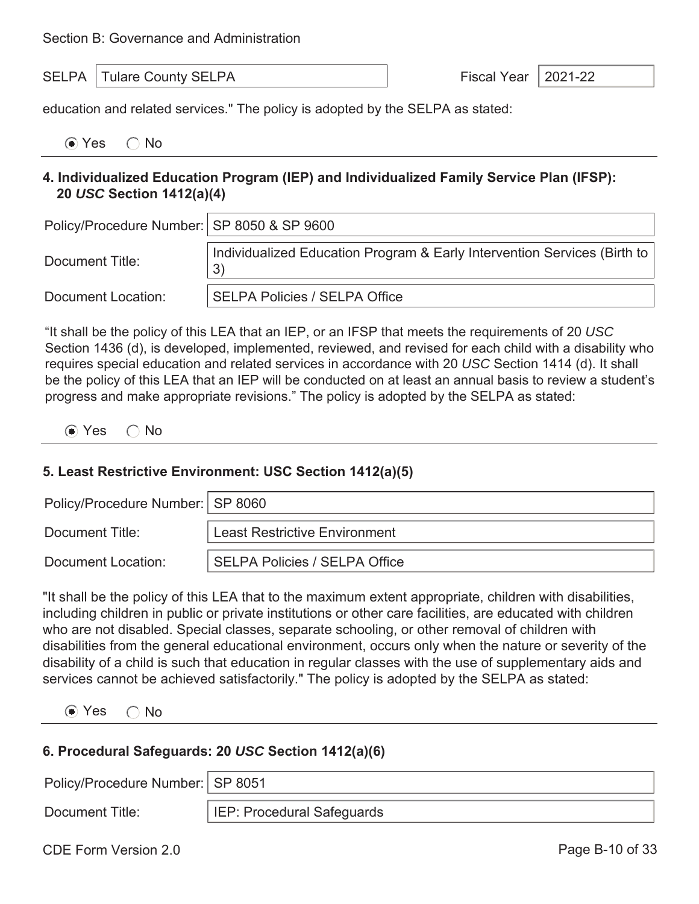Section B: Governance and Administration

SELPA: Tulare County SELPA    Fiscal Year: 2021-22

education and related services." The policy is adopted by the SELPA as stated:

(●) Yes ( ) No

### 4. Individualized Education Program (IEP) and Individualized Family Service Plan (IFSP): 20 *USC* Section 1412(a)(4)

| | |
|---|---|
| Policy/Procedure Number: | SP 8050 & SP 9600 |
| Document Title: | Individualized Education Program & Early Intervention Services (Birth to 3) |
| Document Location: | SELPA Policies / SELPA Office |

"It shall be the policy of this LEA that an IEP, or an IFSP that meets the requirements of 20 *USC* Section 1436 (d), is developed, implemented, reviewed, and revised for each child with a disability who requires special education and related services in accordance with 20 *USC* Section 1414 (d). It shall be the policy of this LEA that an IEP will be conducted on at least an annual basis to review a student's progress and make appropriate revisions." The policy is adopted by the SELPA as stated:

(●) Yes ( ) No

### 5. Least Restrictive Environment: USC Section 1412(a)(5)

| | |
|---|---|
| Policy/Procedure Number: | SP 8060 |
| Document Title: | Least Restrictive Environment |
| Document Location: | SELPA Policies / SELPA Office |

"It shall be the policy of this LEA that to the maximum extent appropriate, children with disabilities, including children in public or private institutions or other care facilities, are educated with children who are not disabled. Special classes, separate schooling, or other removal of children with disabilities from the general educational environment, occurs only when the nature or severity of the disability of a child is such that education in regular classes with the use of supplementary aids and services cannot be achieved satisfactorily." The policy is adopted by the SELPA as stated:

(●) Yes ( ) No

### 6. Procedural Safeguards: 20 *USC* Section 1412(a)(6)

| | |
|---|---|
| Policy/Procedure Number: | SP 8051 |
| Document Title: | IEP: Procedural Safeguards |

CDE Form Version 2.0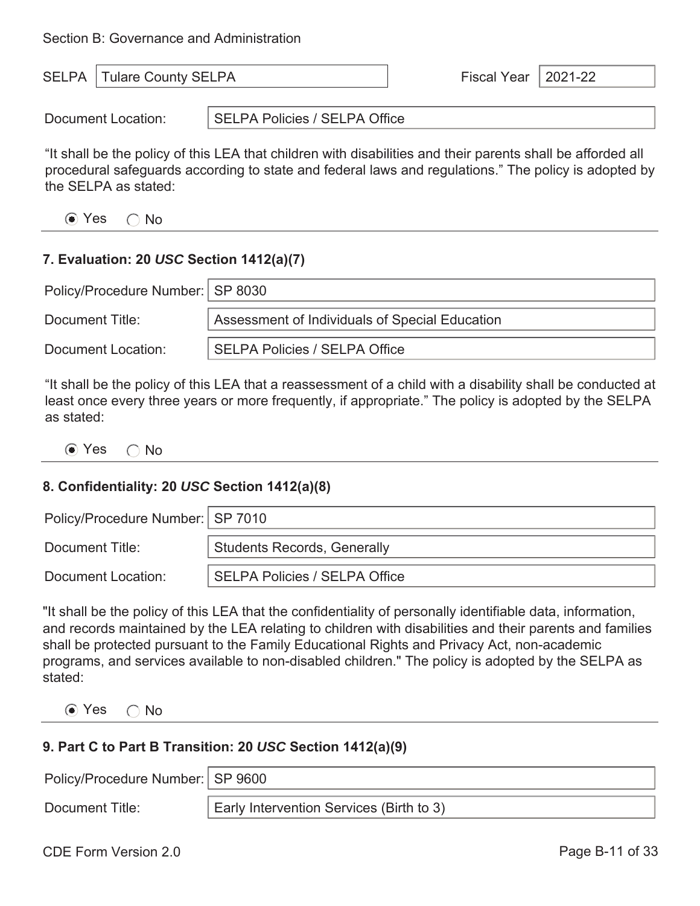Section B: Governance and Administration

SELPA: Tulare County SELPA

Fiscal Year: 2021-22

Document Location: SELPA Policies / SELPA Office

"It shall be the policy of this LEA that children with disabilities and their parents shall be afforded all procedural safeguards according to state and federal laws and regulations." The policy is adopted by the SELPA as stated:

◉ Yes ○ No

### 7. Evaluation: 20 *USC* Section 1412(a)(7)

Policy/Procedure Number: SP 8030

Document Title: Assessment of Individuals of Special Education

Document Location: SELPA Policies / SELPA Office

"It shall be the policy of this LEA that a reassessment of a child with a disability shall be conducted at least once every three years or more frequently, if appropriate." The policy is adopted by the SELPA as stated:

◉ Yes ○ No

### 8. Confidentiality: 20 *USC* Section 1412(a)(8)

Policy/Procedure Number: SP 7010

Document Title: Students Records, Generally

Document Location: SELPA Policies / SELPA Office

"It shall be the policy of this LEA that the confidentiality of personally identifiable data, information, and records maintained by the LEA relating to children with disabilities and their parents and families shall be protected pursuant to the Family Educational Rights and Privacy Act, non-academic programs, and services available to non-disabled children." The policy is adopted by the SELPA as stated:

◉ Yes ○ No

### 9. Part C to Part B Transition: 20 *USC* Section 1412(a)(9)

Policy/Procedure Number: SP 9600

Document Title: Early Intervention Services (Birth to 3)

CDE Form Version 2.0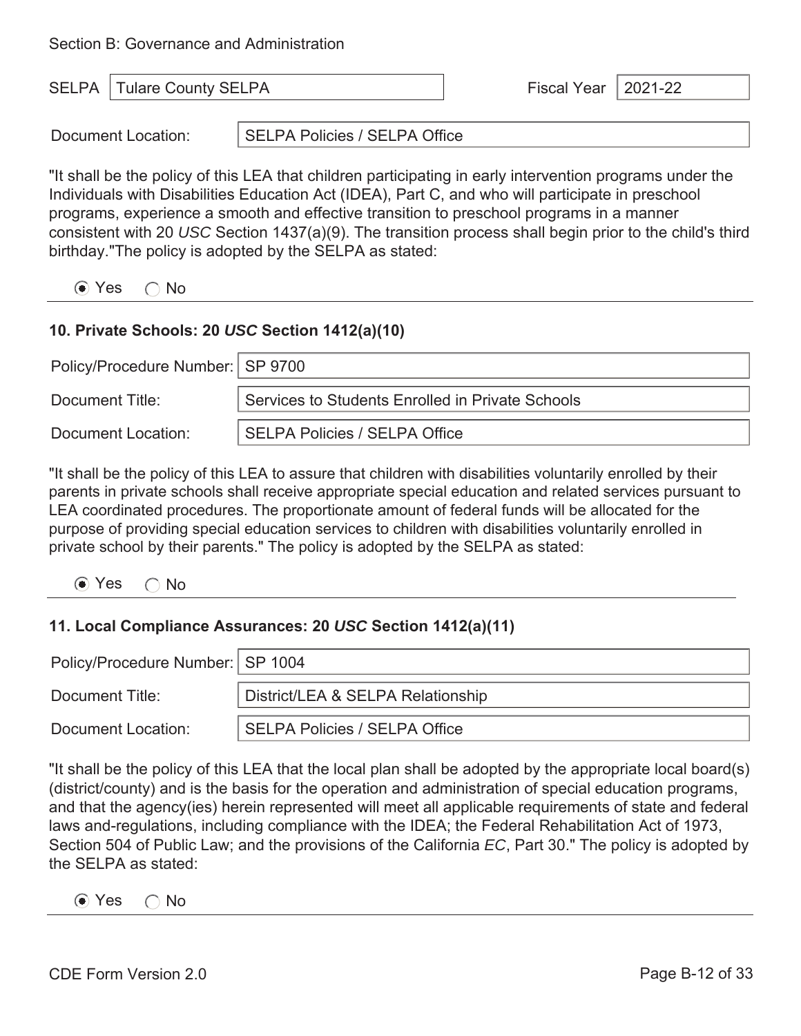Section B: Governance and Administration

SELPA: Tulare County SELPA

Fiscal Year: 2021-22

Document Location: SELPA Policies / SELPA Office

"It shall be the policy of this LEA that children participating in early intervention programs under the Individuals with Disabilities Education Act (IDEA), Part C, and who will participate in preschool programs, experience a smooth and effective transition to preschool programs in a manner consistent with 20 *USC* Section 1437(a)(9). The transition process shall begin prior to the child's third birthday."The policy is adopted by the SELPA as stated:

◉ Yes ◯ No

### 10. Private Schools: 20 *USC* Section 1412(a)(10)

| | |
|---|---|
| Policy/Procedure Number: | SP 9700 |
| Document Title: | Services to Students Enrolled in Private Schools |
| Document Location: | SELPA Policies / SELPA Office |

"It shall be the policy of this LEA to assure that children with disabilities voluntarily enrolled by their parents in private schools shall receive appropriate special education and related services pursuant to LEA coordinated procedures. The proportionate amount of federal funds will be allocated for the purpose of providing special education services to children with disabilities voluntarily enrolled in private school by their parents." The policy is adopted by the SELPA as stated:

◉ Yes ◯ No

### 11. Local Compliance Assurances: 20 *USC* Section 1412(a)(11)

| | |
|---|---|
| Policy/Procedure Number: | SP 1004 |
| Document Title: | District/LEA & SELPA Relationship |
| Document Location: | SELPA Policies / SELPA Office |

"It shall be the policy of this LEA that the local plan shall be adopted by the appropriate local board(s) (district/county) and is the basis for the operation and administration of special education programs, and that the agency(ies) herein represented will meet all applicable requirements of state and federal laws and-regulations, including compliance with the IDEA; the Federal Rehabilitation Act of 1973, Section 504 of Public Law; and the provisions of the California *EC*, Part 30." The policy is adopted by the SELPA as stated:

◉ Yes ◯ No

CDE Form Version 2.0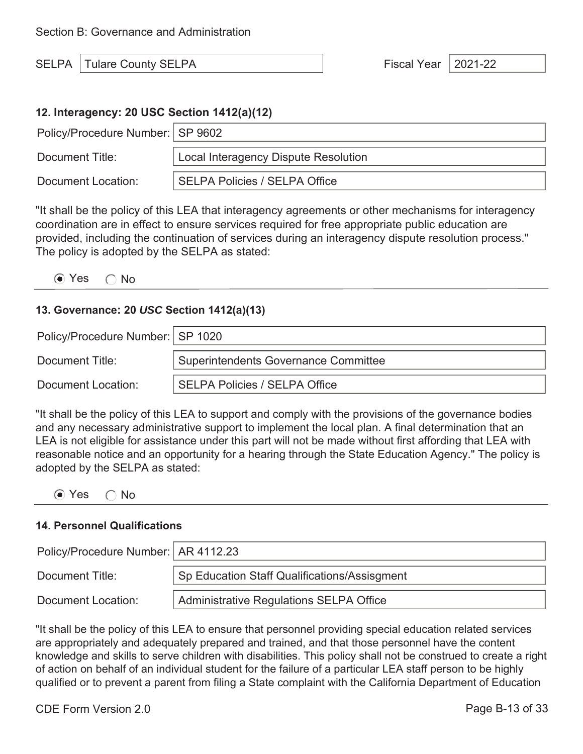Section B: Governance and Administration

| | | | |
|---|---|---|---|
| SELPA | Tulare County SELPA | Fiscal Year | 2021-22 |

### 12. Interagency: 20 USC Section 1412(a)(12)

| | |
|---|---|
| Policy/Procedure Number: | SP 9602 |
| Document Title: | Local Interagency Dispute Resolution |
| Document Location: | SELPA Policies / SELPA Office |

"It shall be the policy of this LEA that interagency agreements or other mechanisms for interagency coordination are in effect to ensure services required for free appropriate public education are provided, including the continuation of services during an interagency dispute resolution process." The policy is adopted by the SELPA as stated:

◉ Yes ◯ No

### 13. Governance: 20 *USC* Section 1412(a)(13)

| | |
|---|---|
| Policy/Procedure Number: | SP 1020 |
| Document Title: | Superintendents Governance Committee |
| Document Location: | SELPA Policies / SELPA Office |

"It shall be the policy of this LEA to support and comply with the provisions of the governance bodies and any necessary administrative support to implement the local plan. A final determination that an LEA is not eligible for assistance under this part will not be made without first affording that LEA with reasonable notice and an opportunity for a hearing through the State Education Agency." The policy is adopted by the SELPA as stated:

◉ Yes ◯ No

### 14. Personnel Qualifications

| | |
|---|---|
| Policy/Procedure Number: | AR 4112.23 |
| Document Title: | Sp Education Staff Qualifications/Assisgment |
| Document Location: | Administrative Regulations SELPA Office |

"It shall be the policy of this LEA to ensure that personnel providing special education related services are appropriately and adequately prepared and trained, and that those personnel have the content knowledge and skills to serve children with disabilities. This policy shall not be construed to create a right of action on behalf of an individual student for the failure of a particular LEA staff person to be highly qualified or to prevent a parent from filing a State complaint with the California Department of Education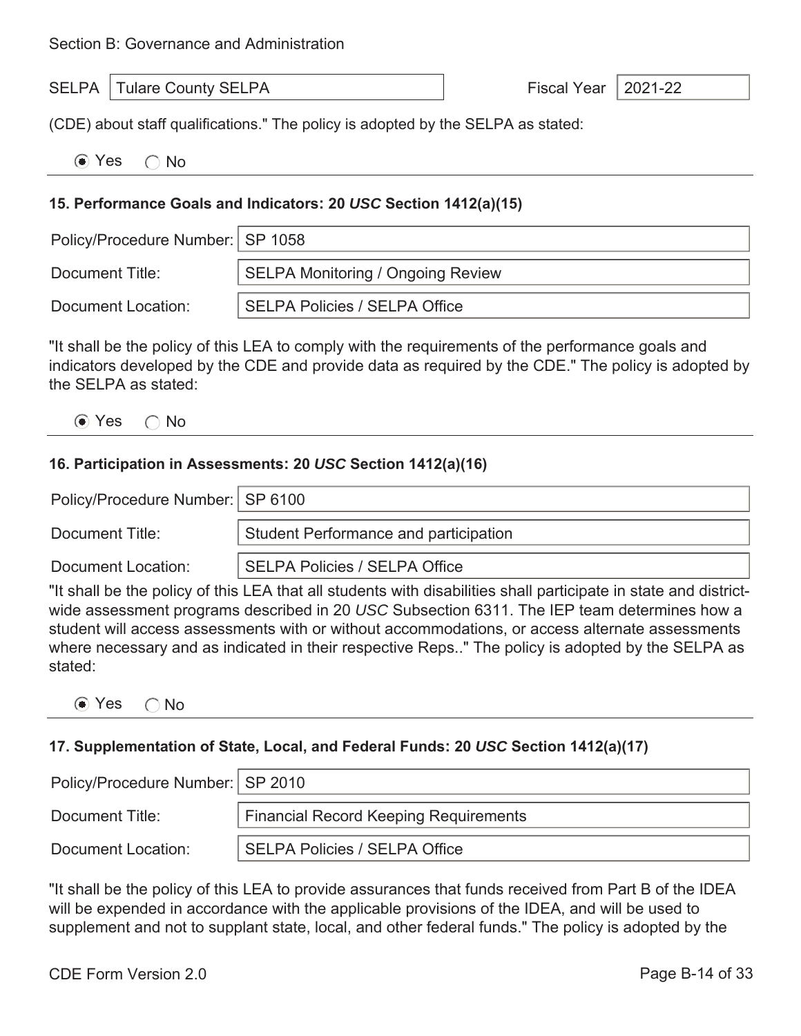Section B: Governance and Administration

SELPA: Tulare County SELPA | Fiscal Year: 2021-22

(CDE) about staff qualifications." The policy is adopted by the SELPA as stated:

(●) Yes ( ) No

### 15. Performance Goals and Indicators: 20 *USC* Section 1412(a)(15)

| | |
|---|---|
| Policy/Procedure Number: | SP 1058 |
| Document Title: | SELPA Monitoring / Ongoing Review |
| Document Location: | SELPA Policies / SELPA Office |

"It shall be the policy of this LEA to comply with the requirements of the performance goals and indicators developed by the CDE and provide data as required by the CDE." The policy is adopted by the SELPA as stated:

(●) Yes ( ) No

### 16. Participation in Assessments: 20 *USC* Section 1412(a)(16)

| | |
|---|---|
| Policy/Procedure Number: | SP 6100 |
| Document Title: | Student Performance and participation |
| Document Location: | SELPA Policies / SELPA Office |

"It shall be the policy of this LEA that all students with disabilities shall participate in state and district-wide assessment programs described in 20 *USC* Subsection 6311. The IEP team determines how a student will access assessments with or without accommodations, or access alternate assessments where necessary and as indicated in their respective Reps.." The policy is adopted by the SELPA as stated:

(●) Yes ( ) No

### 17. Supplementation of State, Local, and Federal Funds: 20 *USC* Section 1412(a)(17)

| | |
|---|---|
| Policy/Procedure Number: | SP 2010 |
| Document Title: | Financial Record Keeping Requirements |
| Document Location: | SELPA Policies / SELPA Office |

"It shall be the policy of this LEA to provide assurances that funds received from Part B of the IDEA will be expended in accordance with the applicable provisions of the IDEA, and will be used to supplement and not to supplant state, local, and other federal funds." The policy is adopted by the

CDE Form Version 2.0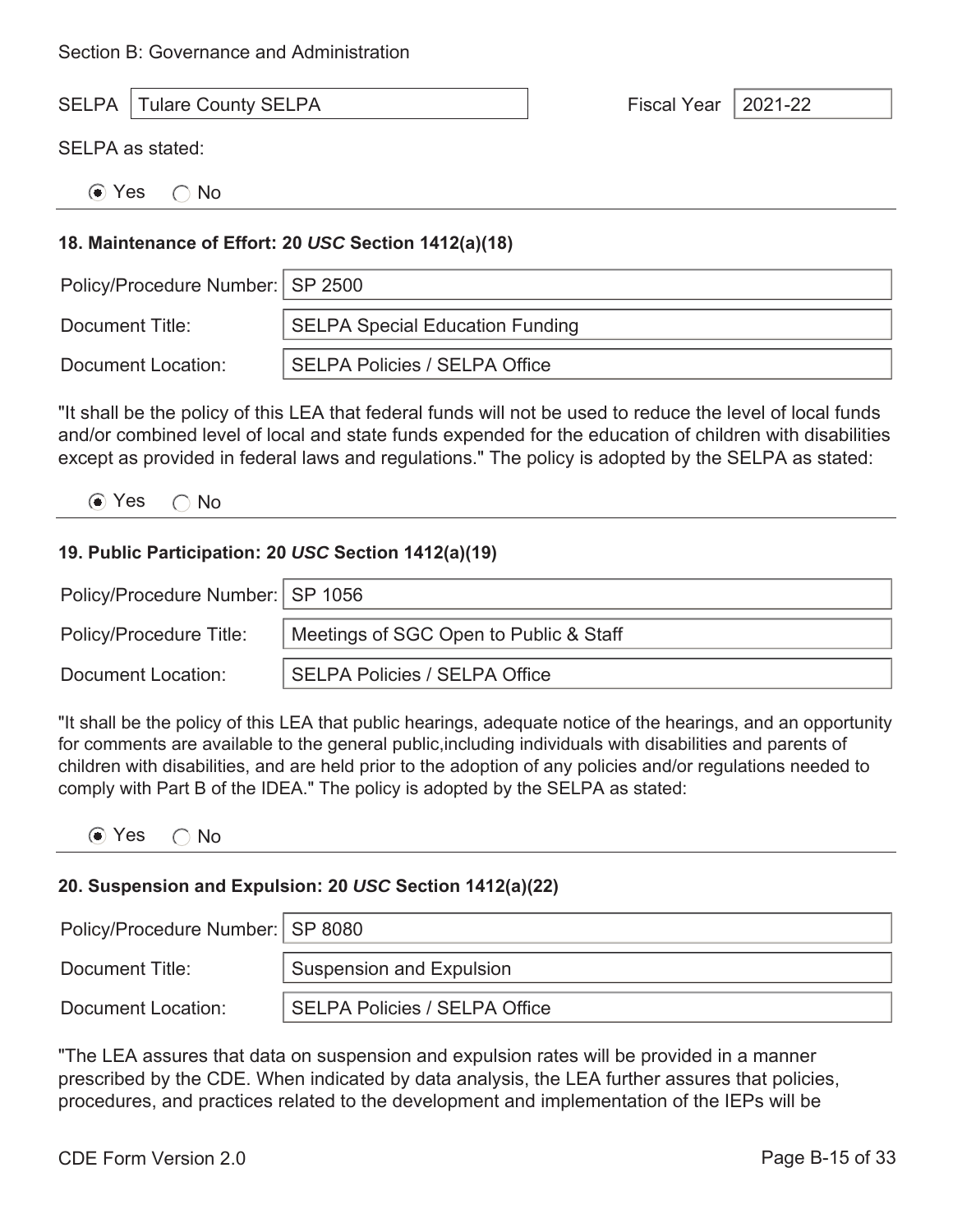Section B: Governance and Administration

| SELPA | Tulare County SELPA | Fiscal Year | 2021-22 |
|---|---|---|---|

SELPA as stated:

(•) Yes ( ) No

### 18. Maintenance of Effort: 20 *USC* Section 1412(a)(18)

| | |
|---|---|
| Policy/Procedure Number: | SP 2500 |
| Document Title: | SELPA Special Education Funding |
| Document Location: | SELPA Policies / SELPA Office |

"It shall be the policy of this LEA that federal funds will not be used to reduce the level of local funds and/or combined level of local and state funds expended for the education of children with disabilities except as provided in federal laws and regulations." The policy is adopted by the SELPA as stated:

(•) Yes ( ) No

### 19. Public Participation: 20 *USC* Section 1412(a)(19)

| | |
|---|---|
| Policy/Procedure Number: | SP 1056 |
| Policy/Procedure Title: | Meetings of SGC Open to Public & Staff |
| Document Location: | SELPA Policies / SELPA Office |

"It shall be the policy of this LEA that public hearings, adequate notice of the hearings, and an opportunity for comments are available to the general public,including individuals with disabilities and parents of children with disabilities, and are held prior to the adoption of any policies and/or regulations needed to comply with Part B of the IDEA." The policy is adopted by the SELPA as stated:

(•) Yes ( ) No

### 20. Suspension and Expulsion: 20 *USC* Section 1412(a)(22)

| | |
|---|---|
| Policy/Procedure Number: | SP 8080 |
| Document Title: | Suspension and Expulsion |
| Document Location: | SELPA Policies / SELPA Office |

"The LEA assures that data on suspension and expulsion rates will be provided in a manner prescribed by the CDE. When indicated by data analysis, the LEA further assures that policies, procedures, and practices related to the development and implementation of the IEPs will be

CDE Form Version 2.0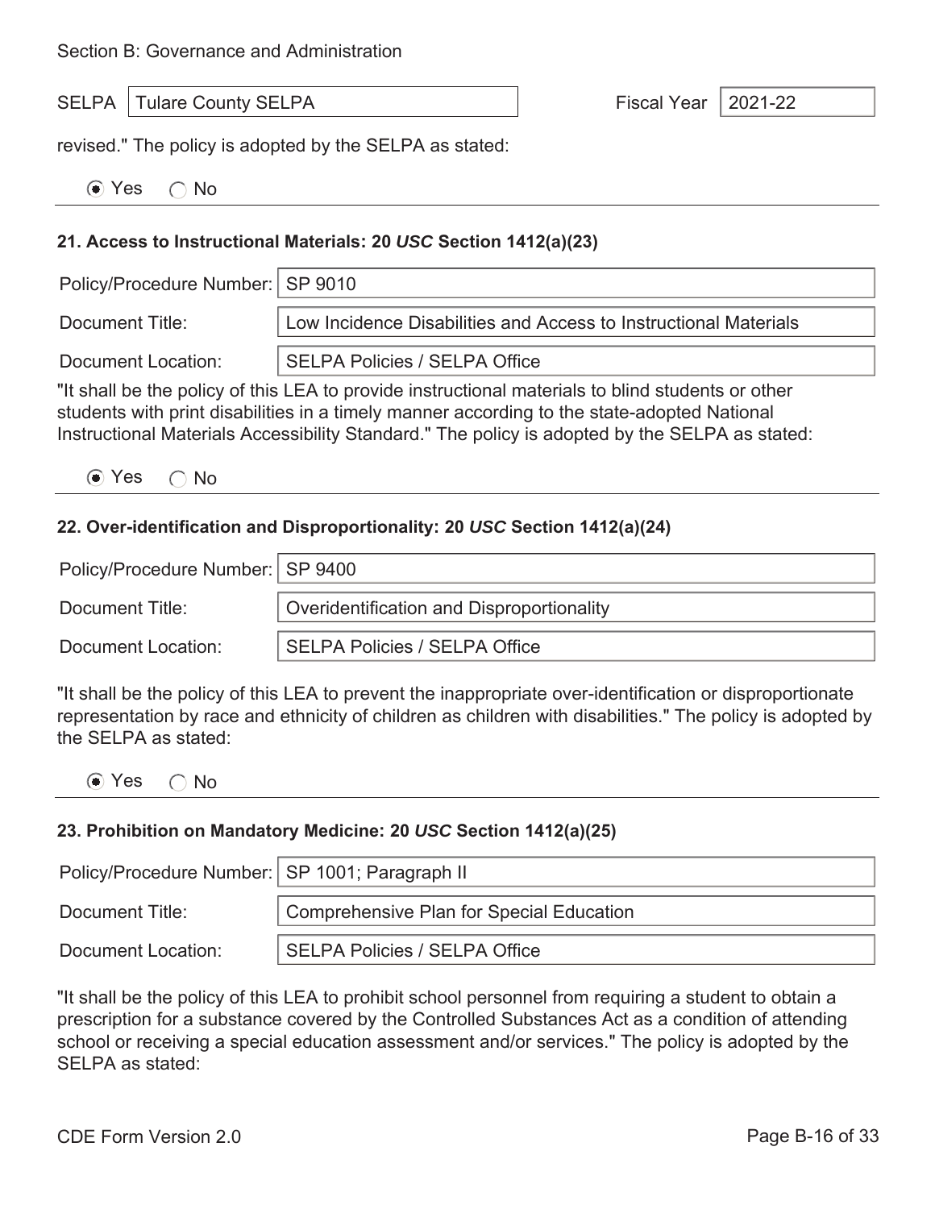Section B: Governance and Administration

| | | | |
|---|---|---|---|
| SELPA | Tulare County SELPA | Fiscal Year | 2021-22 |

revised." The policy is adopted by the SELPA as stated:

◉ Yes ○ No

### 21. Access to Instructional Materials: 20 *USC* Section 1412(a)(23)

| | |
|---|---|
| Policy/Procedure Number: | SP 9010 |
| Document Title: | Low Incidence Disabilities and Access to Instructional Materials |
| Document Location: | SELPA Policies / SELPA Office |

"It shall be the policy of this LEA to provide instructional materials to blind students or other students with print disabilities in a timely manner according to the state-adopted National Instructional Materials Accessibility Standard." The policy is adopted by the SELPA as stated:

◉ Yes ○ No

### 22. Over-identification and Disproportionality: 20 *USC* Section 1412(a)(24)

| | |
|---|---|
| Policy/Procedure Number: | SP 9400 |
| Document Title: | Overidentification and Disproportionality |
| Document Location: | SELPA Policies / SELPA Office |

"It shall be the policy of this LEA to prevent the inappropriate over-identification or disproportionate representation by race and ethnicity of children as children with disabilities." The policy is adopted by the SELPA as stated:

◉ Yes ○ No

### 23. Prohibition on Mandatory Medicine: 20 *USC* Section 1412(a)(25)

| | |
|---|---|
| Policy/Procedure Number: | SP 1001; Paragraph II |
| Document Title: | Comprehensive Plan for Special Education |
| Document Location: | SELPA Policies / SELPA Office |

"It shall be the policy of this LEA to prohibit school personnel from requiring a student to obtain a prescription for a substance covered by the Controlled Substances Act as a condition of attending school or receiving a special education assessment and/or services." The policy is adopted by the SELPA as stated:

CDE Form Version 2.0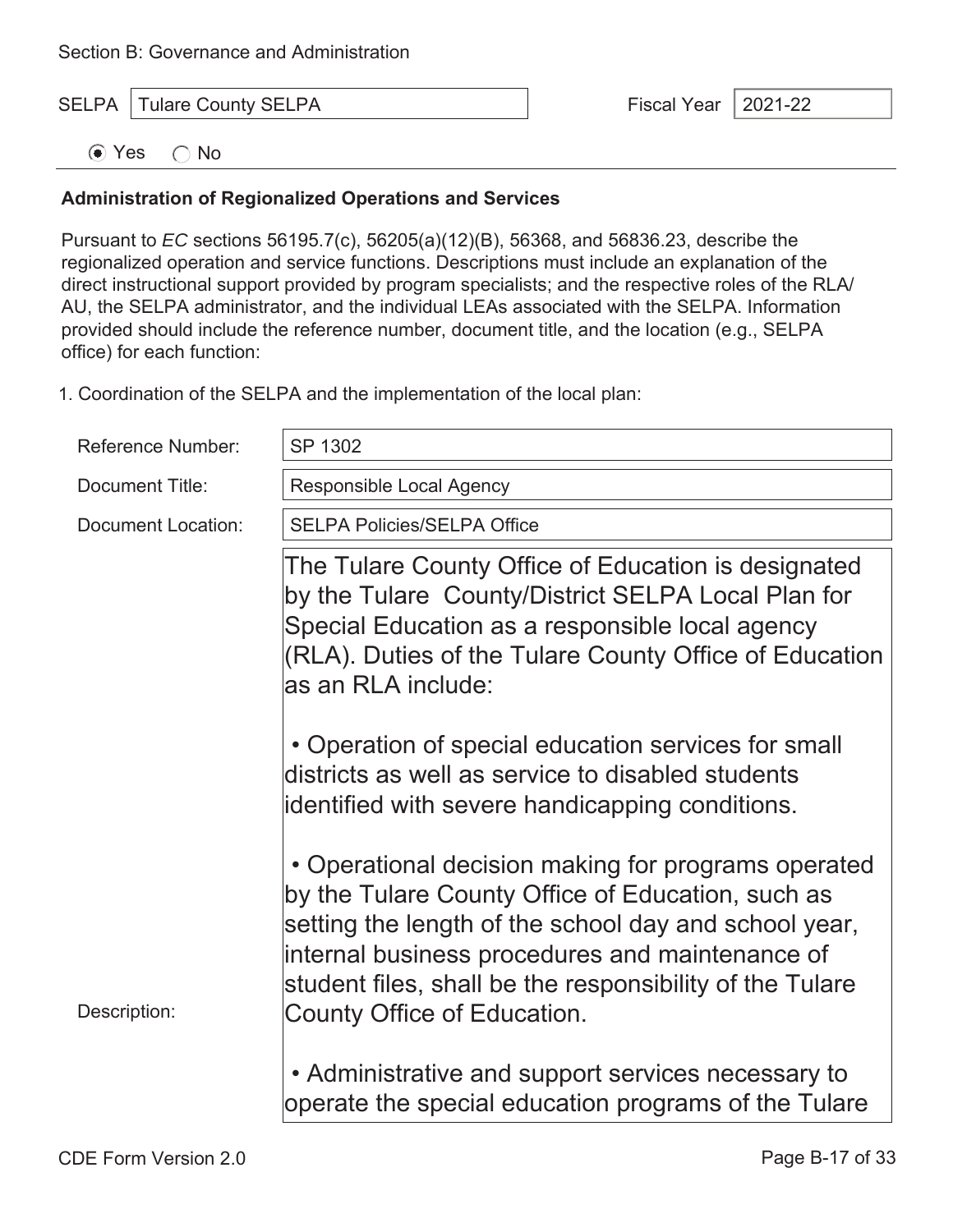Section B: Governance and Administration

| | | | |
|---|---|---|---|
| SELPA | Tulare County SELPA | Fiscal Year | 2021-22 |

◉ Yes ◯ No

### Administration of Regionalized Operations and Services

Pursuant to *EC* sections 56195.7(c), 56205(a)(12)(B), 56368, and 56836.23, describe the regionalized operation and service functions. Descriptions must include an explanation of the direct instructional support provided by program specialists; and the respective roles of the RLA/AU, the SELPA administrator, and the individual LEAs associated with the SELPA. Information provided should include the reference number, document title, and the location (e.g., SELPA office) for each function:

1. Coordination of the SELPA and the implementation of the local plan:

| | |
|---|---|
| Reference Number: | SP 1302 |
| Document Title: | Responsible Local Agency |
| Document Location: | SELPA Policies/SELPA Office |

Description:

The Tulare County Office of Education is designated by the Tulare County/District SELPA Local Plan for Special Education as a responsible local agency (RLA). Duties of the Tulare County Office of Education as an RLA include:

- Operation of special education services for small districts as well as service to disabled students identified with severe handicapping conditions.

- Operational decision making for programs operated by the Tulare County Office of Education, such as setting the length of the school day and school year, internal business procedures and maintenance of student files, shall be the responsibility of the Tulare County Office of Education.

- Administrative and support services necessary to operate the special education programs of the Tulare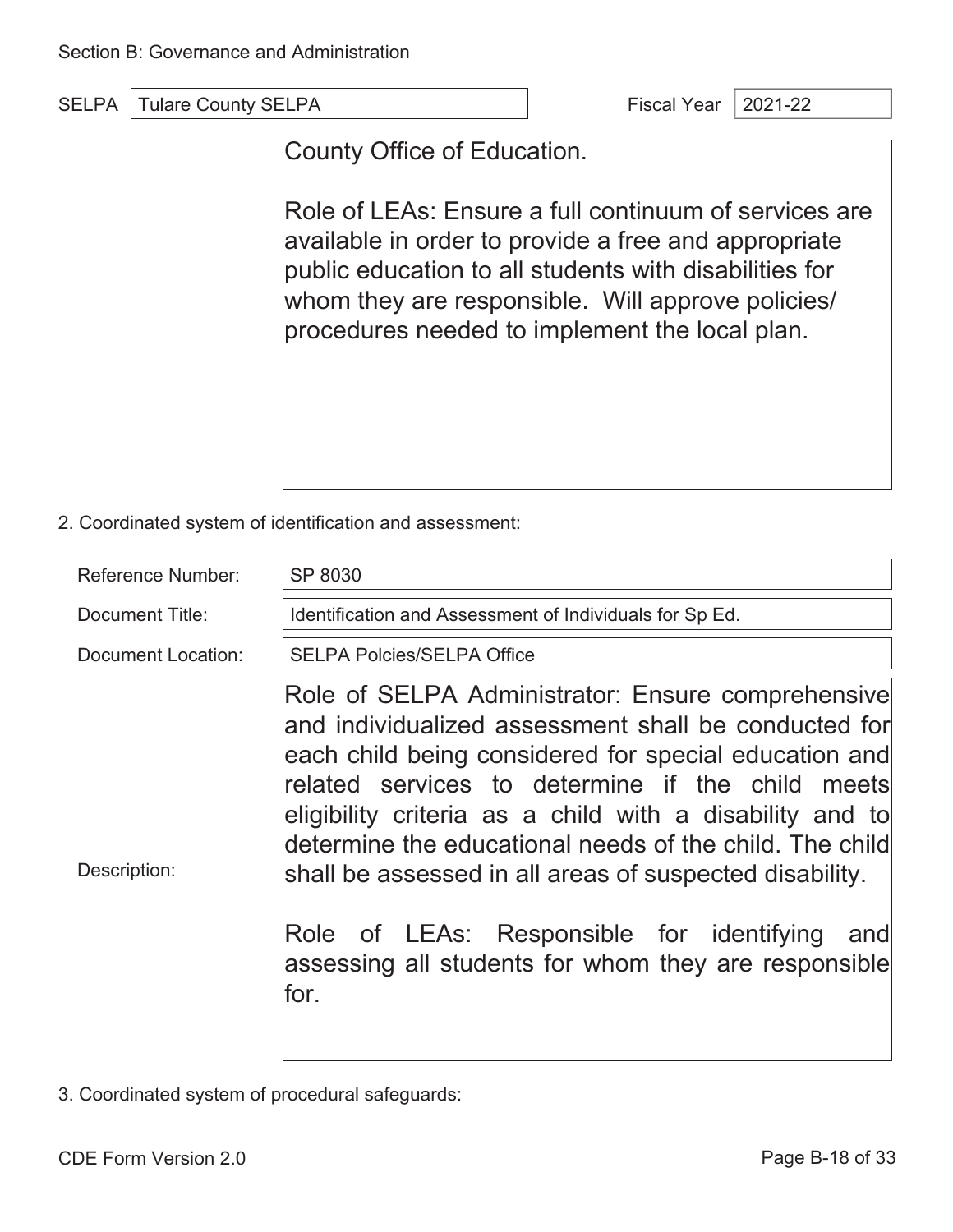Section B: Governance and Administration

SELPA: Tulare County SELPA | Fiscal Year: 2021-22

County Office of Education.

Role of LEAs: Ensure a full continuum of services are available in order to provide a free and appropriate public education to all students with disabilities for whom they are responsible. Will approve policies/ procedures needed to implement the local plan.

2. Coordinated system of identification and assessment:

| | |
|---|---|
| Reference Number: | SP 8030 |
| Document Title: | Identification and Assessment of Individuals for Sp Ed. |
| Document Location: | SELPA Polcies/SELPA Office |
| Description: | Role of SELPA Administrator: Ensure comprehensive and individualized assessment shall be conducted for each child being considered for special education and related services to determine if the child meets eligibility criteria as a child with a disability and to determine the educational needs of the child. The child shall be assessed in all areas of suspected disability.<br><br>Role of LEAs: Responsible for identifying and assessing all students for whom they are responsible for. |

3. Coordinated system of procedural safeguards: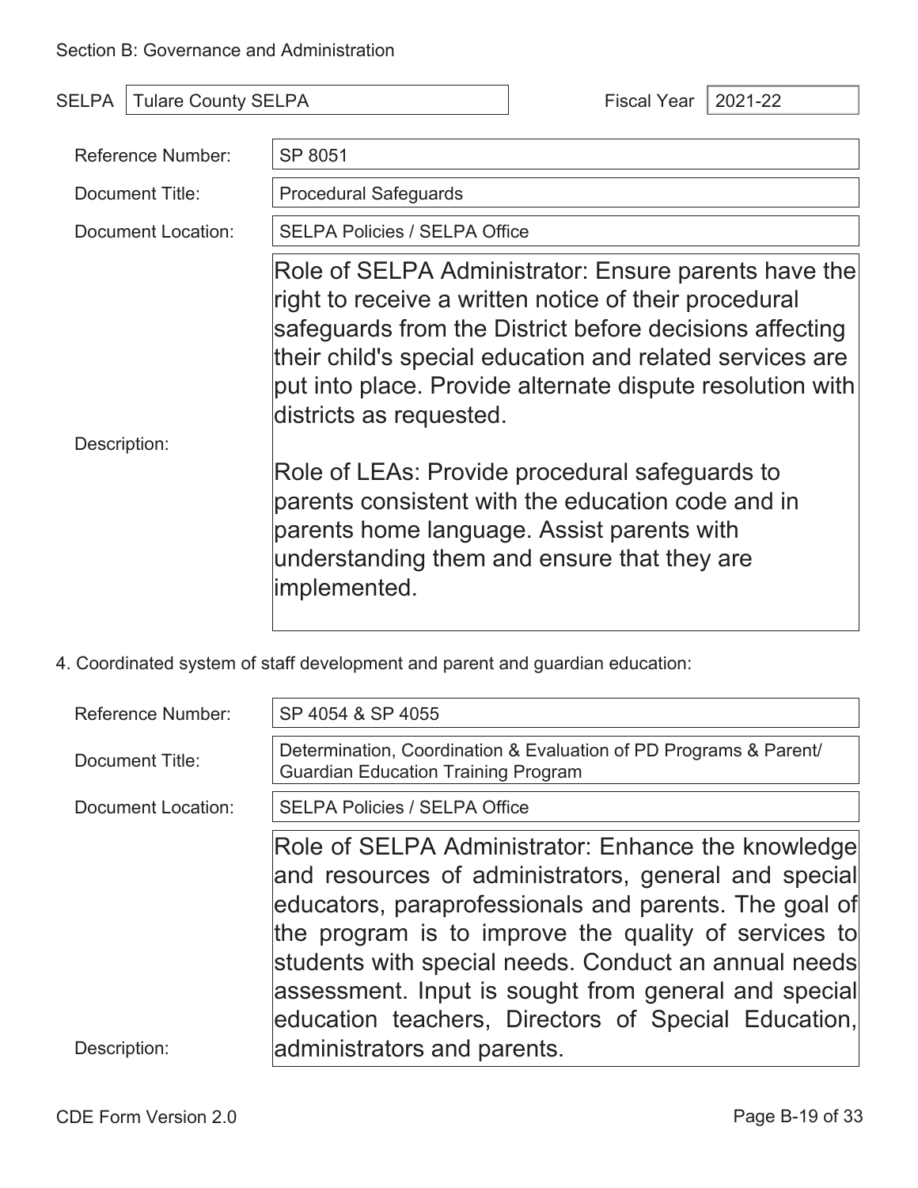Section B: Governance and Administration

| | | | |
|---|---|---|---|
| SELPA | Tulare County SELPA | Fiscal Year | 2021-22 |

| | |
|---|---|
| Reference Number: | SP 8051 |
| Document Title: | Procedural Safeguards |
| Document Location: | SELPA Policies / SELPA Office |
| Description: | Role of SELPA Administrator: Ensure parents have the right to receive a written notice of their procedural safeguards from the District before decisions affecting their child's special education and related services are put into place. Provide alternate dispute resolution with districts as requested.<br><br>Role of LEAs: Provide procedural safeguards to parents consistent with the education code and in parents home language. Assist parents with understanding them and ensure that they are implemented. |

4. Coordinated system of staff development and parent and guardian education:

| | |
|---|---|
| Reference Number: | SP 4054 & SP 4055 |
| Document Title: | Determination, Coordination & Evaluation of PD Programs & Parent/ Guardian Education Training Program |
| Document Location: | SELPA Policies / SELPA Office |
| Description: | Role of SELPA Administrator: Enhance the knowledge and resources of administrators, general and special educators, paraprofessionals and parents. The goal of the program is to improve the quality of services to students with special needs. Conduct an annual needs assessment. Input is sought from general and special education teachers, Directors of Special Education, administrators and parents. |

CDE Form Version 2.0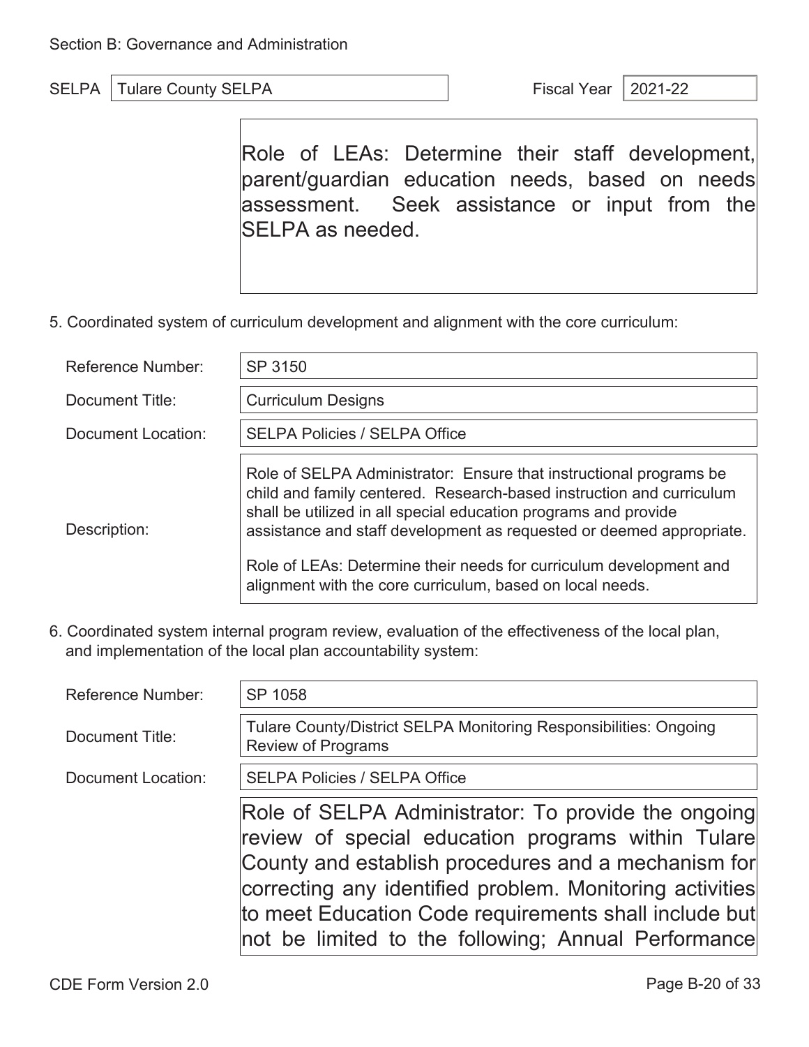Section B: Governance and Administration

SELPA: Tulare County SELPA

Fiscal Year: 2021-22

Role of LEAs: Determine their staff development, parent/guardian education needs, based on needs assessment. Seek assistance or input from the SELPA as needed.

5. Coordinated system of curriculum development and alignment with the core curriculum:

| | |
|---|---|
| Reference Number: | SP 3150 |
| Document Title: | Curriculum Designs |
| Document Location: | SELPA Policies / SELPA Office |
| Description: | Role of SELPA Administrator: Ensure that instructional programs be child and family centered. Research-based instruction and curriculum shall be utilized in all special education programs and provide assistance and staff development as requested or deemed appropriate.<br><br>Role of LEAs: Determine their needs for curriculum development and alignment with the core curriculum, based on local needs. |

6. Coordinated system internal program review, evaluation of the effectiveness of the local plan, and implementation of the local plan accountability system:

| | |
|---|---|
| Reference Number: | SP 1058 |
| Document Title: | Tulare County/District SELPA Monitoring Responsibilities: Ongoing Review of Programs |
| Document Location: | SELPA Policies / SELPA Office |
| | Role of SELPA Administrator: To provide the ongoing review of special education programs within Tulare County and establish procedures and a mechanism for correcting any identified problem. Monitoring activities to meet Education Code requirements shall include but not be limited to the following; Annual Performance |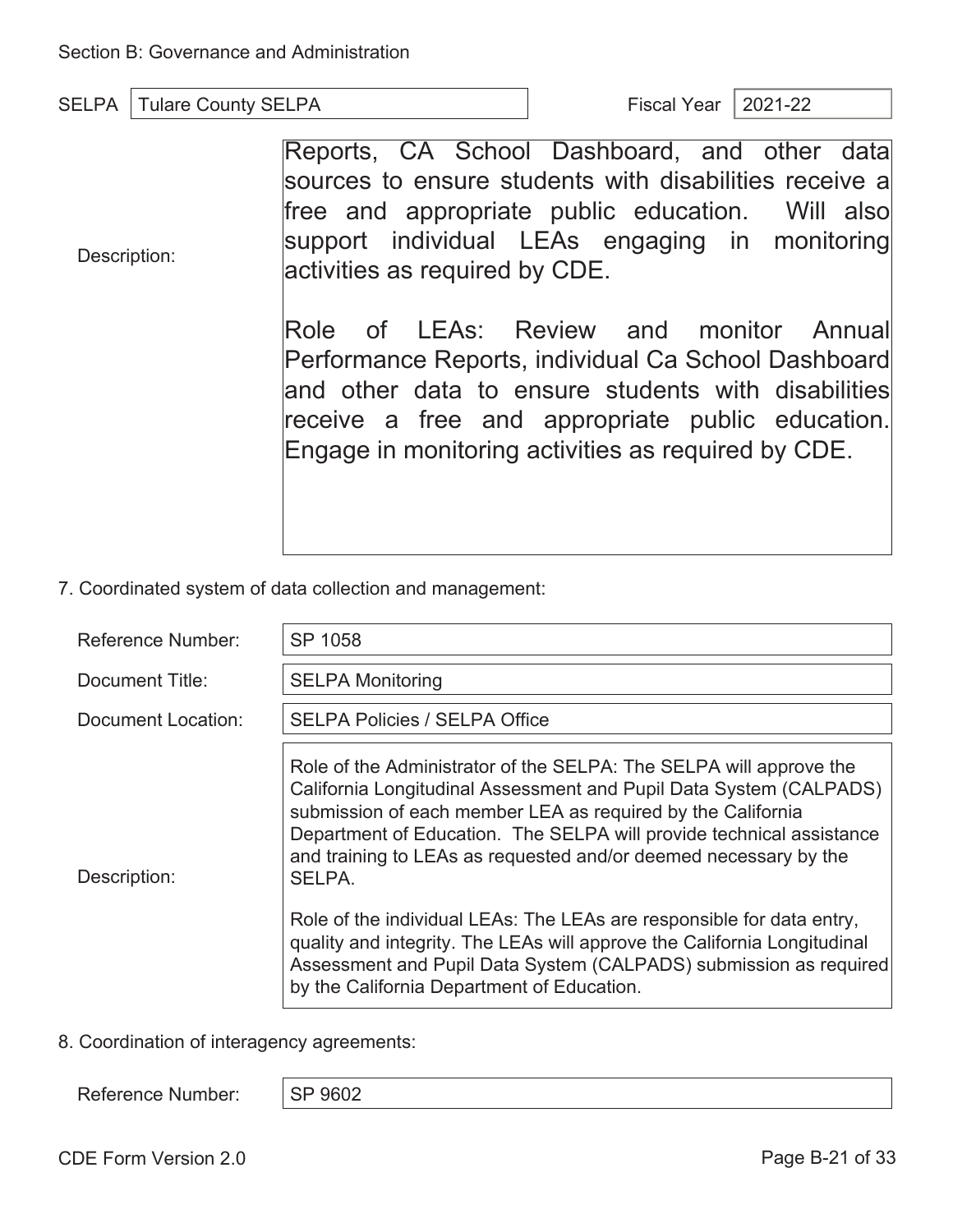Section B: Governance and Administration

SELPA: Tulare County SELPA

Fiscal Year: 2021-22

Description:

Reports, CA School Dashboard, and other data sources to ensure students with disabilities receive a free and appropriate public education. Will also support individual LEAs engaging in monitoring activities as required by CDE.

Role of LEAs: Review and monitor Annual Performance Reports, individual Ca School Dashboard and other data to ensure students with disabilities receive a free and appropriate public education. Engage in monitoring activities as required by CDE.

7. Coordinated system of data collection and management:

| | |
|---|---|
| Reference Number: | SP 1058 |
| Document Title: | SELPA Monitoring |
| Document Location: | SELPA Policies / SELPA Office |
| Description: | Role of the Administrator of the SELPA: The SELPA will approve the California Longitudinal Assessment and Pupil Data System (CALPADS) submission of each member LEA as required by the California Department of Education. The SELPA will provide technical assistance and training to LEAs as requested and/or deemed necessary by the SELPA.<br><br>Role of the individual LEAs: The LEAs are responsible for data entry, quality and integrity. The LEAs will approve the California Longitudinal Assessment and Pupil Data System (CALPADS) submission as required by the California Department of Education. |

8. Coordination of interagency agreements:

| | |
|---|---|
| Reference Number: | SP 9602 |

CDE Form Version 2.0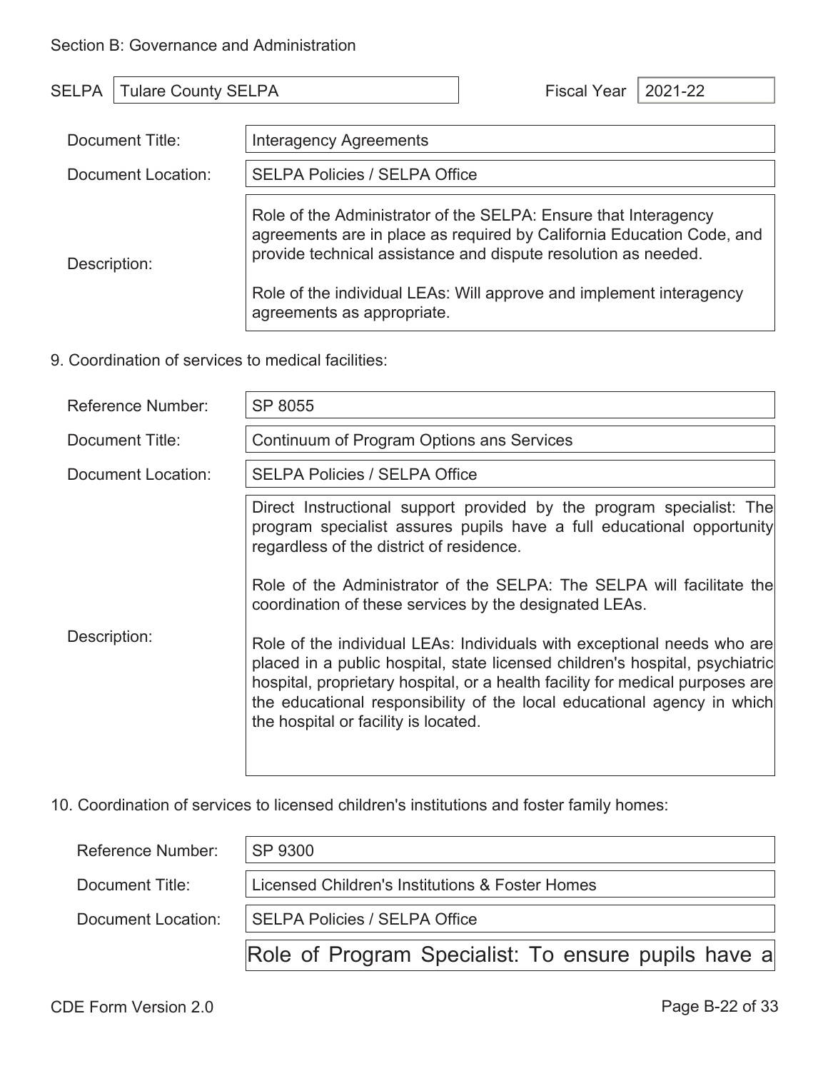Section B: Governance and Administration

| | | | |
|---|---|---|---|
| SELPA | Tulare County SELPA | Fiscal Year | 2021-22 |

| | |
|---|---|
| Document Title: | Interagency Agreements |
| Document Location: | SELPA Policies / SELPA Office |
| Description: | Role of the Administrator of the SELPA: Ensure that Interagency agreements are in place as required by California Education Code, and provide technical assistance and dispute resolution as needed.<br><br>Role of the individual LEAs: Will approve and implement interagency agreements as appropriate. |

9. Coordination of services to medical facilities:

| | |
|---|---|
| Reference Number: | SP 8055 |
| Document Title: | Continuum of Program Options ans Services |
| Document Location: | SELPA Policies / SELPA Office |
| Description: | Direct Instructional support provided by the program specialist: The program specialist assures pupils have a full educational opportunity regardless of the district of residence.<br><br>Role of the Administrator of the SELPA: The SELPA will facilitate the coordination of these services by the designated LEAs.<br><br>Role of the individual LEAs: Individuals with exceptional needs who are placed in a public hospital, state licensed children's hospital, psychiatric hospital, proprietary hospital, or a health facility for medical purposes are the educational responsibility of the local educational agency in which the hospital or facility is located. |

10. Coordination of services to licensed children's institutions and foster family homes:

| | |
|---|---|
| Reference Number: | SP 9300 |
| Document Title: | Licensed Children's Institutions & Foster Homes |
| Document Location: | SELPA Policies / SELPA Office |
| | Role of Program Specialist: To ensure pupils have a |

CDE Form Version 2.0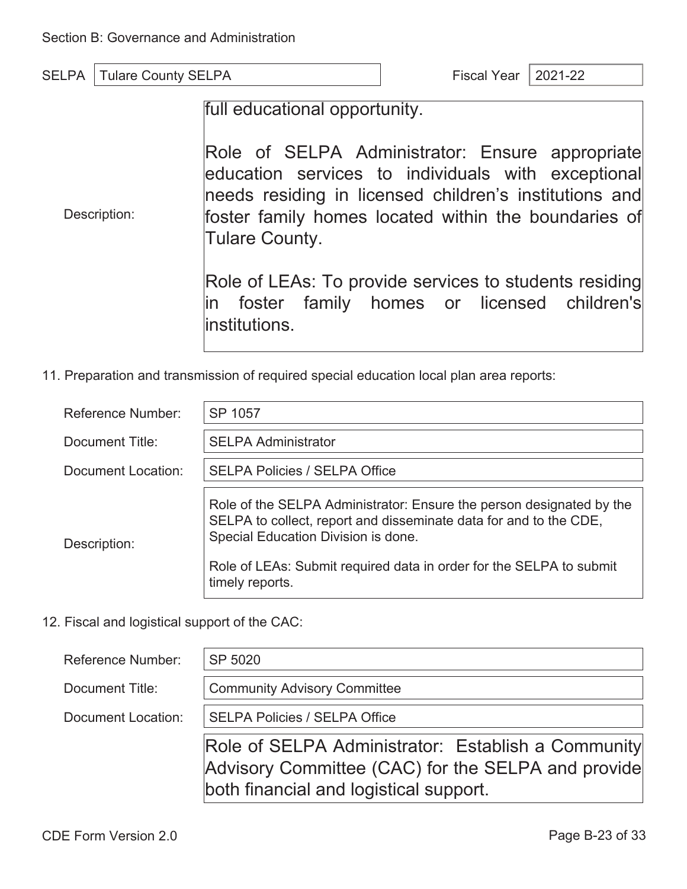Section B: Governance and Administration

| | | | |
|---|---|---|---|
| SELPA | Tulare County SELPA | Fiscal Year | 2021-22 |

| | |
|---|---|
| Description: | full educational opportunity.<br><br>Role of SELPA Administrator: Ensure appropriate education services to individuals with exceptional needs residing in licensed children's institutions and foster family homes located within the boundaries of Tulare County.<br><br>Role of LEAs: To provide services to students residing in foster family homes or licensed children's institutions. |

11. Preparation and transmission of required special education local plan area reports:

| | |
|---|---|
| Reference Number: | SP 1057 |
| Document Title: | SELPA Administrator |
| Document Location: | SELPA Policies / SELPA Office |
| Description: | Role of the SELPA Administrator: Ensure the person designated by the SELPA to collect, report and disseminate data for and to the CDE, Special Education Division is done.<br><br>Role of LEAs: Submit required data in order for the SELPA to submit timely reports. |

12. Fiscal and logistical support of the CAC:

| | |
|---|---|
| Reference Number: | SP 5020 |
| Document Title: | Community Advisory Committee |
| Document Location: | SELPA Policies / SELPA Office |
| | Role of SELPA Administrator: Establish a Community Advisory Committee (CAC) for the SELPA and provide both financial and logistical support. |

CDE Form Version 2.0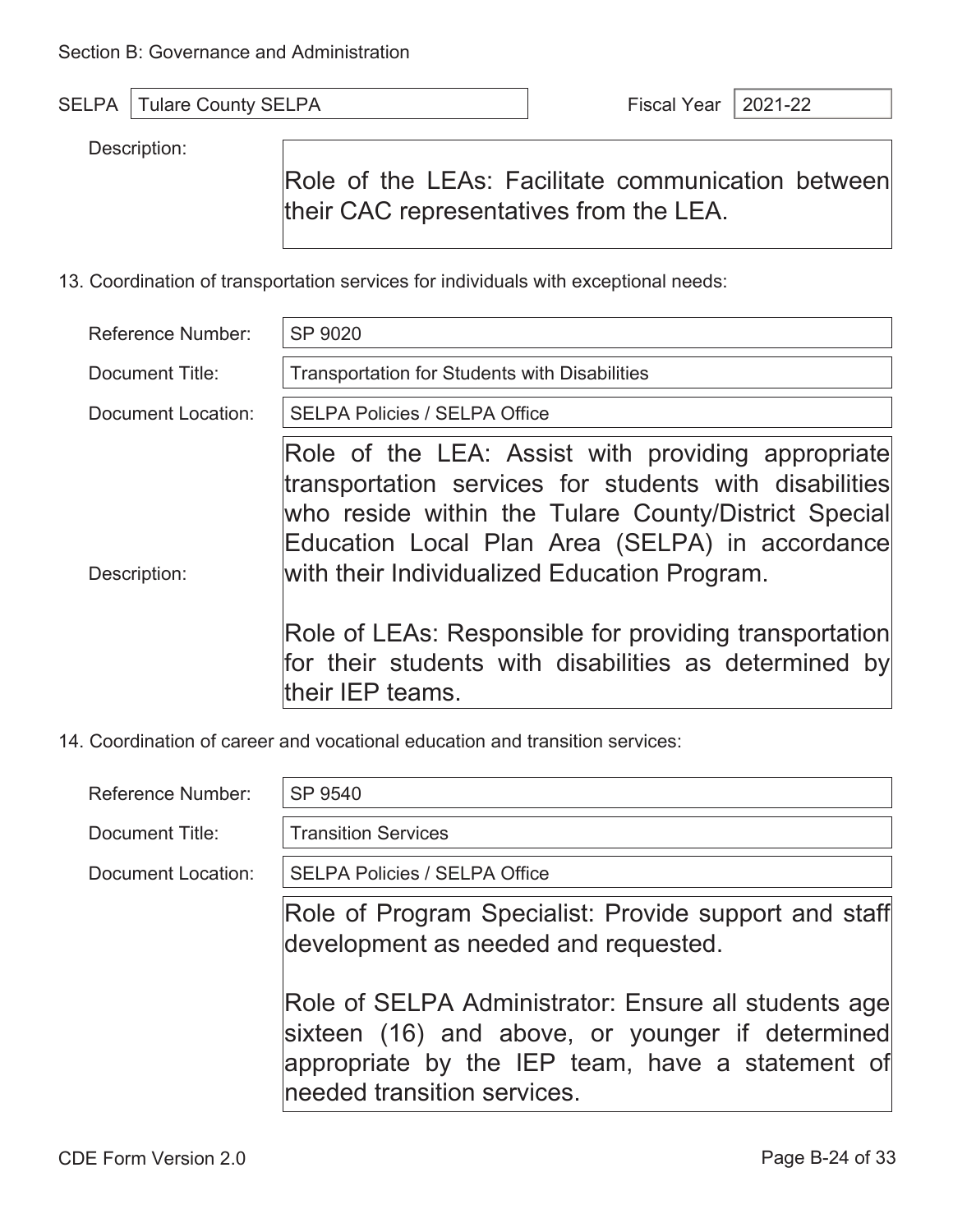Section B: Governance and Administration

SELPA: Tulare County SELPA

Fiscal Year: 2021-22

Description:

Role of the LEAs: Facilitate communication between their CAC representatives from the LEA.

13. Coordination of transportation services for individuals with exceptional needs:

| | |
|---|---|
| Reference Number: | SP 9020 |
| Document Title: | Transportation for Students with Disabilities |
| Document Location: | SELPA Policies / SELPA Office |
| Description: | Role of the LEA: Assist with providing appropriate transportation services for students with disabilities who reside within the Tulare County/District Special Education Local Plan Area (SELPA) in accordance with their Individualized Education Program.<br><br>Role of LEAs: Responsible for providing transportation for their students with disabilities as determined by their IEP teams. |

14. Coordination of career and vocational education and transition services:

| | |
|---|---|
| Reference Number: | SP 9540 |
| Document Title: | Transition Services |
| Document Location: | SELPA Policies / SELPA Office |
| Description: | Role of Program Specialist: Provide support and staff development as needed and requested.<br><br>Role of SELPA Administrator: Ensure all students age sixteen (16) and above, or younger if determined appropriate by the IEP team, have a statement of needed transition services. |

CDE Form Version 2.0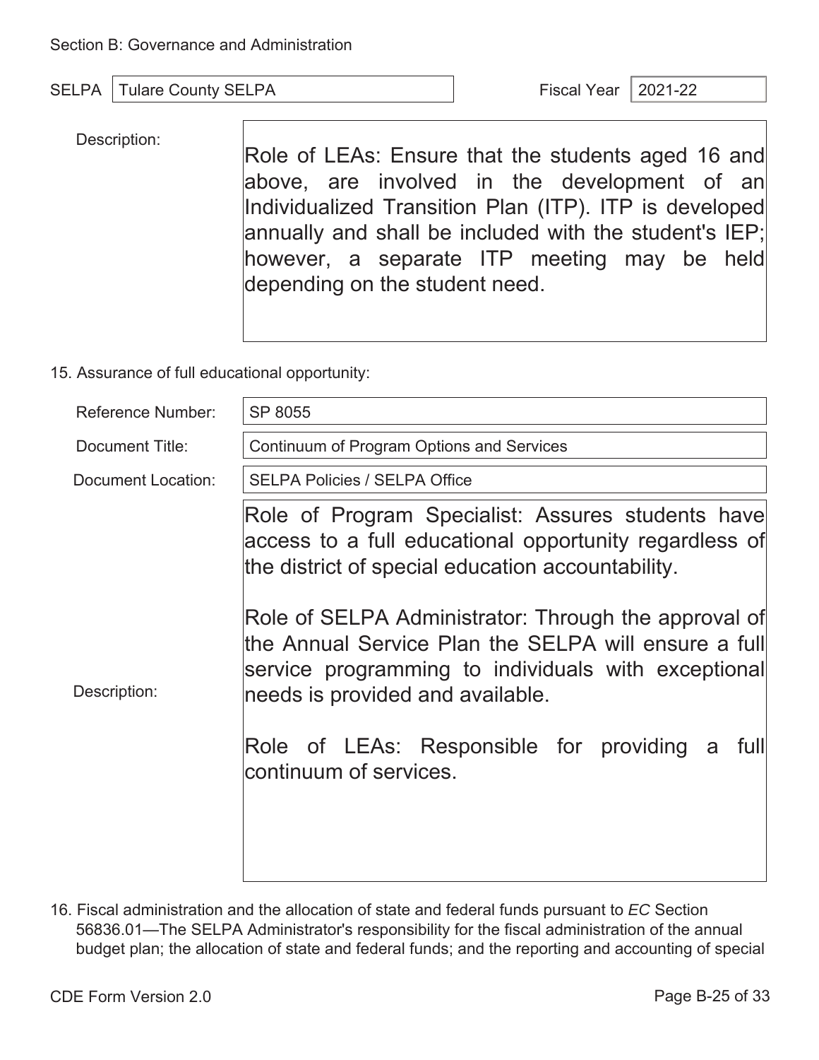Section B: Governance and Administration

SELPA: Tulare County SELPA | Fiscal Year: 2021-22

Description:

Role of LEAs: Ensure that the students aged 16 and above, are involved in the development of an Individualized Transition Plan (ITP). ITP is developed annually and shall be included with the student's IEP; however, a separate ITP meeting may be held depending on the student need.

15. Assurance of full educational opportunity:

Reference Number: SP 8055

Document Title: Continuum of Program Options and Services

Document Location: SELPA Policies / SELPA Office

Description:

Role of Program Specialist: Assures students have access to a full educational opportunity regardless of the district of special education accountability.

Role of SELPA Administrator: Through the approval of the Annual Service Plan the SELPA will ensure a full service programming to individuals with exceptional needs is provided and available.

Role of LEAs: Responsible for providing a full continuum of services.

16. Fiscal administration and the allocation of state and federal funds pursuant to *EC* Section 56836.01—The SELPA Administrator's responsibility for the fiscal administration of the annual budget plan; the allocation of state and federal funds; and the reporting and accounting of special

CDE Form Version 2.0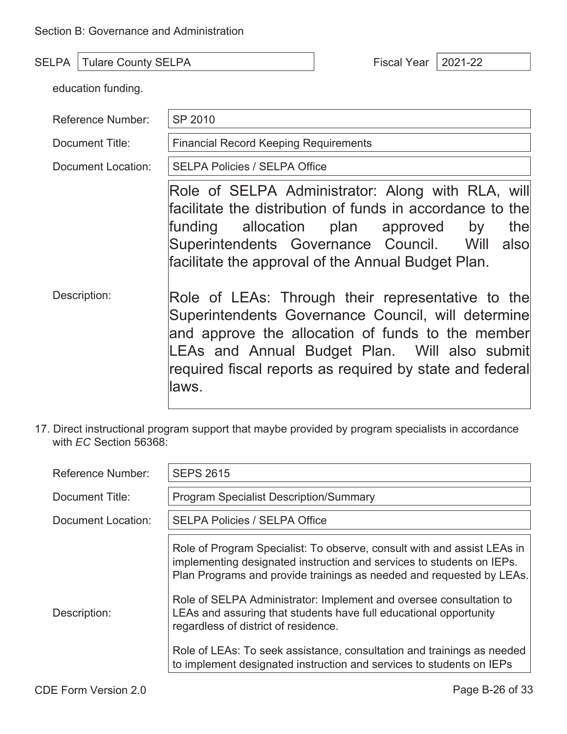Section B: Governance and Administration

| | | | |
|---|---|---|---|
| SELPA | Tulare County SELPA | Fiscal Year | 2021-22 |

education funding.

| | |
|---|---|
| Reference Number: | SP 2010 |
| Document Title: | Financial Record Keeping Requirements |
| Document Location: | SELPA Policies / SELPA Office |
| Description: | Role of SELPA Administrator: Along with RLA, will facilitate the distribution of funds in accordance to the funding allocation plan approved by the Superintendents Governance Council. Will also facilitate the approval of the Annual Budget Plan.<br><br>Role of LEAs: Through their representative to the Superintendents Governance Council, will determine and approve the allocation of funds to the member LEAs and Annual Budget Plan. Will also submit required fiscal reports as required by state and federal laws. |

17. Direct instructional program support that maybe provided by program specialists in accordance with *EC* Section 56368:

| | |
|---|---|
| Reference Number: | SEPS 2615 |
| Document Title: | Program Specialist Description/Summary |
| Document Location: | SELPA Policies / SELPA Office |
| Description: | Role of Program Specialist: To observe, consult with and assist LEAs in implementing designated instruction and services to students on IEPs. Plan Programs and provide trainings as needed and requested by LEAs.<br><br>Role of SELPA Administrator: Implement and oversee consultation to LEAs and assuring that students have full educational opportunity regardless of district of residence.<br><br>Role of LEAs: To seek assistance, consultation and trainings as needed to implement designated instruction and services to students on IEPs |

CDE Form Version 2.0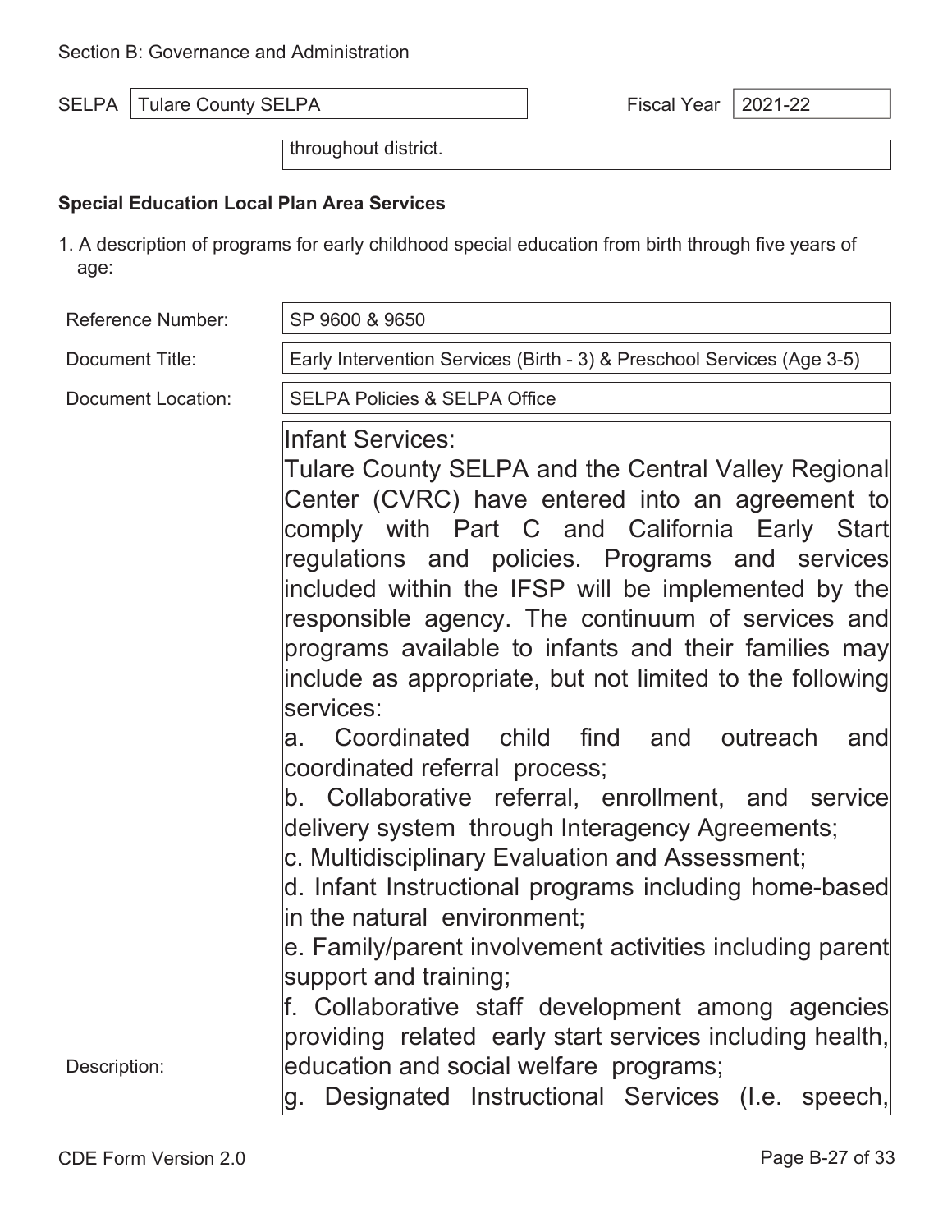Section B: Governance and Administration

SELPA: Tulare County SELPA | Fiscal Year: 2021-22

throughout district.

**Special Education Local Plan Area Services**

1. A description of programs for early childhood special education from birth through five years of age:

| | |
|---|---|
| Reference Number: | SP 9600 & 9650 |
| Document Title: | Early Intervention Services (Birth - 3) & Preschool Services (Age 3-5) |
| Document Location: | SELPA Policies & SELPA Office |

Description:

Infant Services:
Tulare County SELPA and the Central Valley Regional Center (CVRC) have entered into an agreement to comply with Part C and California Early Start regulations and policies. Programs and services included within the IFSP will be implemented by the responsible agency. The continuum of services and programs available to infants and their families may include as appropriate, but not limited to the following services:

a. Coordinated child find and outreach and coordinated referral process;
b. Collaborative referral, enrollment, and service delivery system through Interagency Agreements;
c. Multidisciplinary Evaluation and Assessment;
d. Infant Instructional programs including home-based in the natural environment;
e. Family/parent involvement activities including parent support and training;
f. Collaborative staff development among agencies providing related early start services including health, education and social welfare programs;
g. Designated Instructional Services (I.e. speech,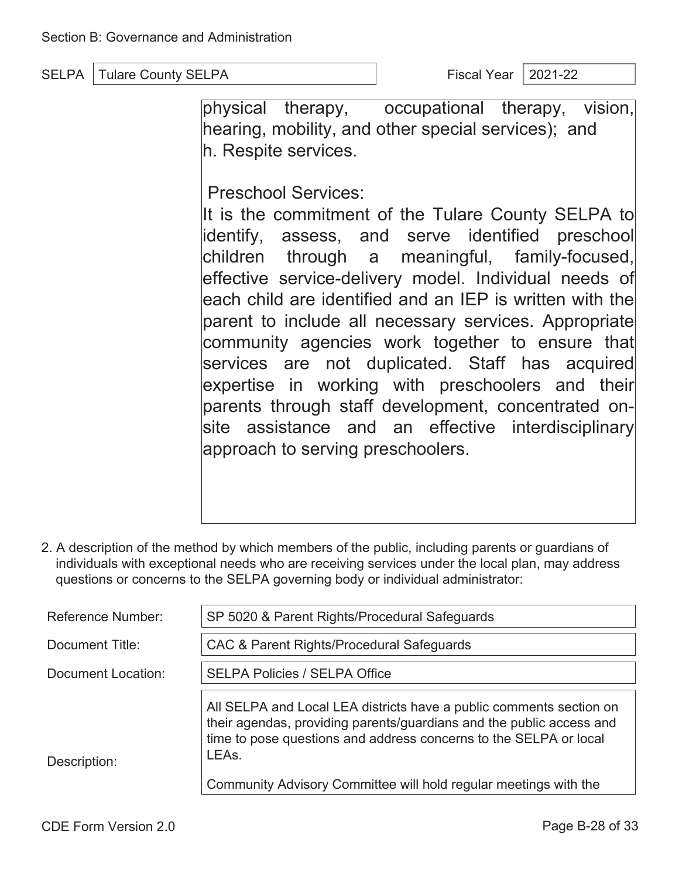Section B: Governance and Administration

SELPA: Tulare County SELPA

Fiscal Year: 2021-22

physical therapy, occupational therapy, vision, hearing, mobility, and other special services); and
h. Respite services.

Preschool Services:
It is the commitment of the Tulare County SELPA to identify, assess, and serve identified preschool children through a meaningful, family-focused, effective service-delivery model. Individual needs of each child are identified and an IEP is written with the parent to include all necessary services. Appropriate community agencies work together to ensure that services are not duplicated. Staff has acquired expertise in working with preschoolers and their parents through staff development, concentrated on-site assistance and an effective interdisciplinary approach to serving preschoolers.

2. A description of the method by which members of the public, including parents or guardians of individuals with exceptional needs who are receiving services under the local plan, may address questions or concerns to the SELPA governing body or individual administrator:

| | |
|---|---|
| Reference Number: | SP 5020 & Parent Rights/Procedural Safeguards |
| Document Title: | CAC & Parent Rights/Procedural Safeguards |
| Document Location: | SELPA Policies / SELPA Office |
| Description: | All SELPA and Local LEA districts have a public comments section on their agendas, providing parents/guardians and the public access and time to pose questions and address concerns to the SELPA or local LEAs.<br><br>Community Advisory Committee will hold regular meetings with the |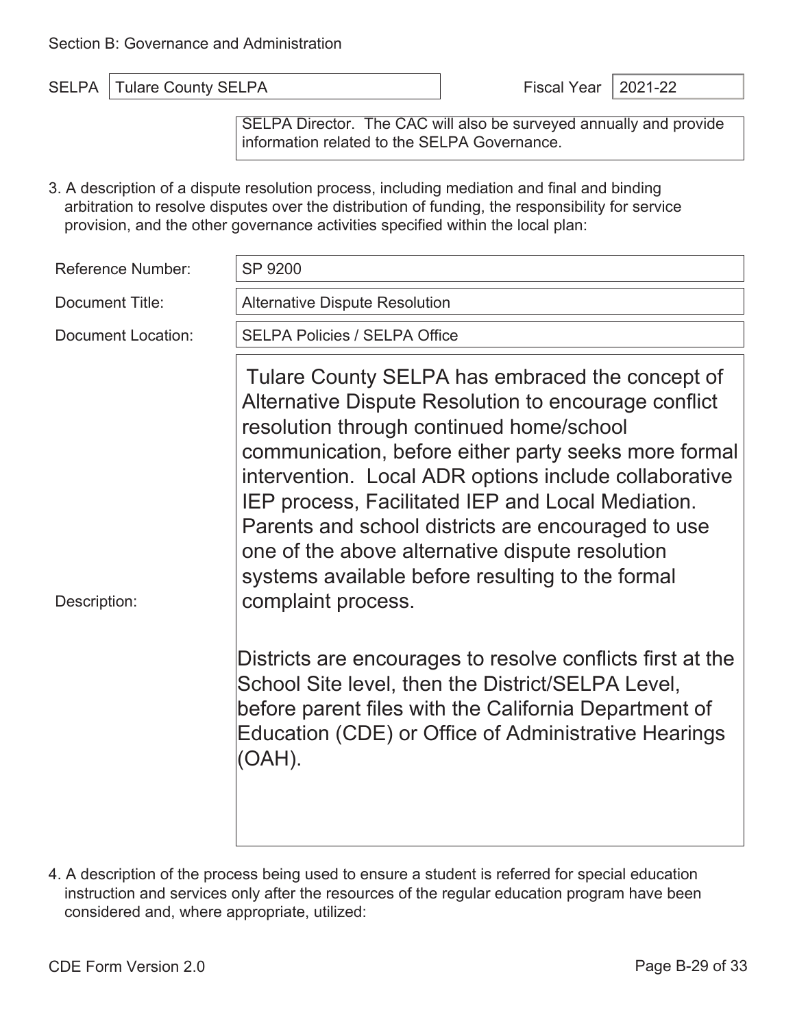Section B: Governance and Administration

| | | | |
|---|---|---|---|
| SELPA | Tulare County SELPA | Fiscal Year | 2021-22 |

SELPA Director. The CAC will also be surveyed annually and provide information related to the SELPA Governance.

3. A description of a dispute resolution process, including mediation and final and binding arbitration to resolve disputes over the distribution of funding, the responsibility for service provision, and the other governance activities specified within the local plan:

| | |
|---|---|
| Reference Number: | SP 9200 |
| Document Title: | Alternative Dispute Resolution |
| Document Location: | SELPA Policies / SELPA Office |
| Description: | Tulare County SELPA has embraced the concept of Alternative Dispute Resolution to encourage conflict resolution through continued home/school communication, before either party seeks more formal intervention. Local ADR options include collaborative IEP process, Facilitated IEP and Local Mediation. Parents and school districts are encouraged to use one of the above alternative dispute resolution systems available before resulting to the formal complaint process.<br><br>Districts are encourages to resolve conflicts first at the School Site level, then the District/SELPA Level, before parent files with the California Department of Education (CDE) or Office of Administrative Hearings (OAH). |

4. A description of the process being used to ensure a student is referred for special education instruction and services only after the resources of the regular education program have been considered and, where appropriate, utilized:

CDE Form Version 2.0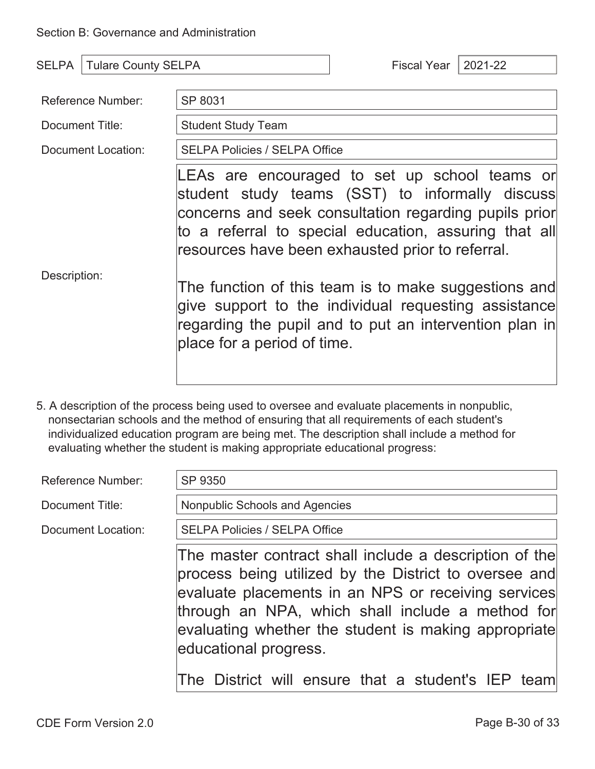Section B: Governance and Administration

| | |
|---|---|
| SELPA | Tulare County SELPA |
| Fiscal Year | 2021-22 |

| | |
|---|---|
| Reference Number: | SP 8031 |
| Document Title: | Student Study Team |
| Document Location: | SELPA Policies / SELPA Office |
| Description: | LEAs are encouraged to set up school teams or student study teams (SST) to informally discuss concerns and seek consultation regarding pupils prior to a referral to special education, assuring that all resources have been exhausted prior to referral.<br><br>The function of this team is to make suggestions and give support to the individual requesting assistance regarding the pupil and to put an intervention plan in place for a period of time. |

5. A description of the process being used to oversee and evaluate placements in nonpublic, nonsectarian schools and the method of ensuring that all requirements of each student's individualized education program are being met. The description shall include a method for evaluating whether the student is making appropriate educational progress:

| | |
|---|---|
| Reference Number: | SP 9350 |
| Document Title: | Nonpublic Schools and Agencies |
| Document Location: | SELPA Policies / SELPA Office |
| | The master contract shall include a description of the process being utilized by the District to oversee and evaluate placements in an NPS or receiving services through an NPA, which shall include a method for evaluating whether the student is making appropriate educational progress.<br><br>The District will ensure that a student's IEP team |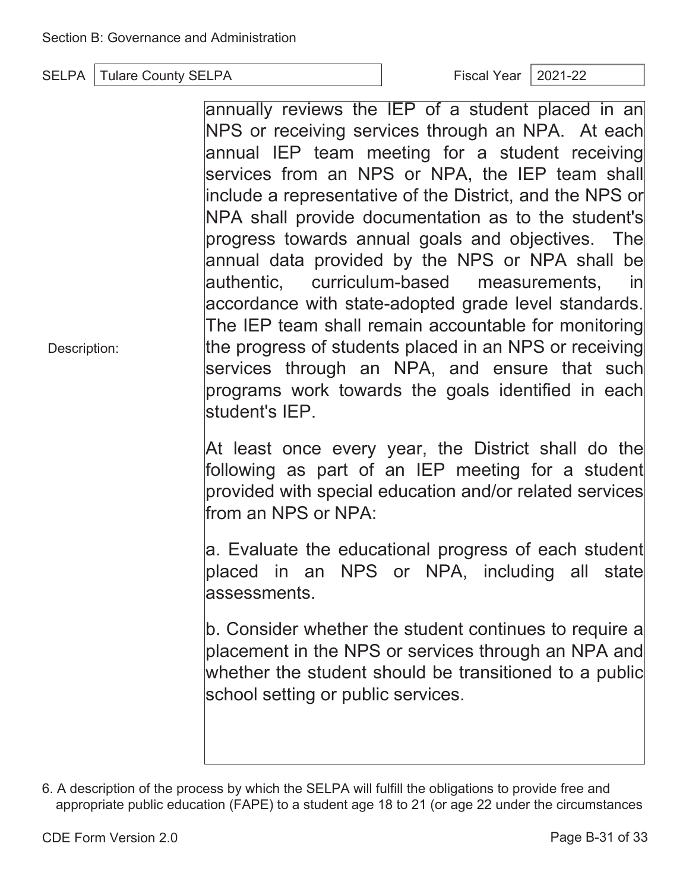Section B: Governance and Administration

| SELPA | Tulare County SELPA | Fiscal Year | 2021-22 |
| --- | --- | --- | --- |

Description:

annually reviews the IEP of a student placed in an NPS or receiving services through an NPA. At each annual IEP team meeting for a student receiving services from an NPS or NPA, the IEP team shall include a representative of the District, and the NPS or NPA shall provide documentation as to the student's progress towards annual goals and objectives. The annual data provided by the NPS or NPA shall be authentic, curriculum-based measurements, in accordance with state-adopted grade level standards. The IEP team shall remain accountable for monitoring the progress of students placed in an NPS or receiving services through an NPA, and ensure that such programs work towards the goals identified in each student's IEP.

At least once every year, the District shall do the following as part of an IEP meeting for a student provided with special education and/or related services from an NPS or NPA:

a. Evaluate the educational progress of each student placed in an NPS or NPA, including all state assessments.

b. Consider whether the student continues to require a placement in the NPS or services through an NPA and whether the student should be transitioned to a public school setting or public services.

6. A description of the process by which the SELPA will fulfill the obligations to provide free and appropriate public education (FAPE) to a student age 18 to 21 (or age 22 under the circumstances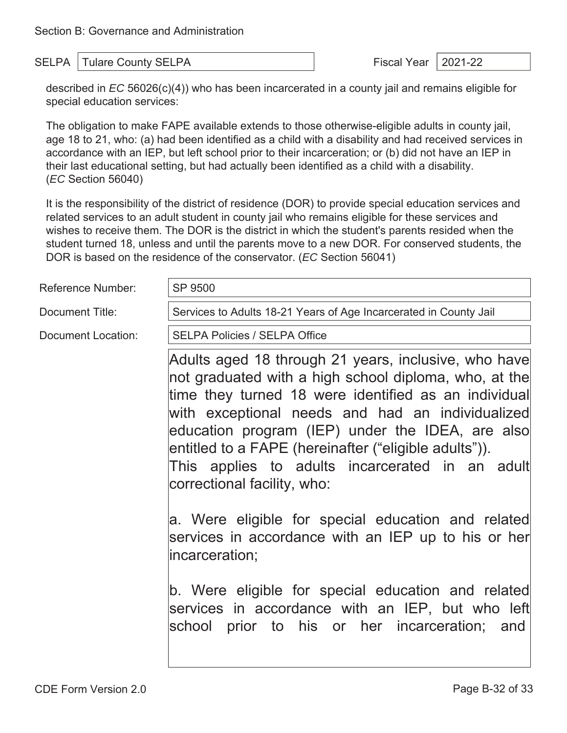Section B: Governance and Administration

SELPA: Tulare County SELPA

Fiscal Year: 2021-22

described in *EC* 56026(c)(4)) who has been incarcerated in a county jail and remains eligible for special education services:

The obligation to make FAPE available extends to those otherwise-eligible adults in county jail, age 18 to 21, who: (a) had been identified as a child with a disability and had received services in accordance with an IEP, but left school prior to their incarceration; or (b) did not have an IEP in their last educational setting, but had actually been identified as a child with a disability. (*EC* Section 56040)

It is the responsibility of the district of residence (DOR) to provide special education services and related services to an adult student in county jail who remains eligible for these services and wishes to receive them. The DOR is the district in which the student's parents resided when the student turned 18, unless and until the parents move to a new DOR. For conserved students, the DOR is based on the residence of the conservator. (*EC* Section 56041)

| | |
|---|---|
| Reference Number: | SP 9500 |
| Document Title: | Services to Adults 18-21 Years of Age Incarcerated in County Jail |
| Document Location: | SELPA Policies / SELPA Office |

Adults aged 18 through 21 years, inclusive, who have not graduated with a high school diploma, who, at the time they turned 18 were identified as an individual with exceptional needs and had an individualized education program (IEP) under the IDEA, are also entitled to a FAPE (hereinafter ("eligible adults")).
This applies to adults incarcerated in an adult correctional facility, who:

a. Were eligible for special education and related services in accordance with an IEP up to his or her incarceration;

b. Were eligible for special education and related services in accordance with an IEP, but who left school prior to his or her incarceration; and

CDE Form Version 2.0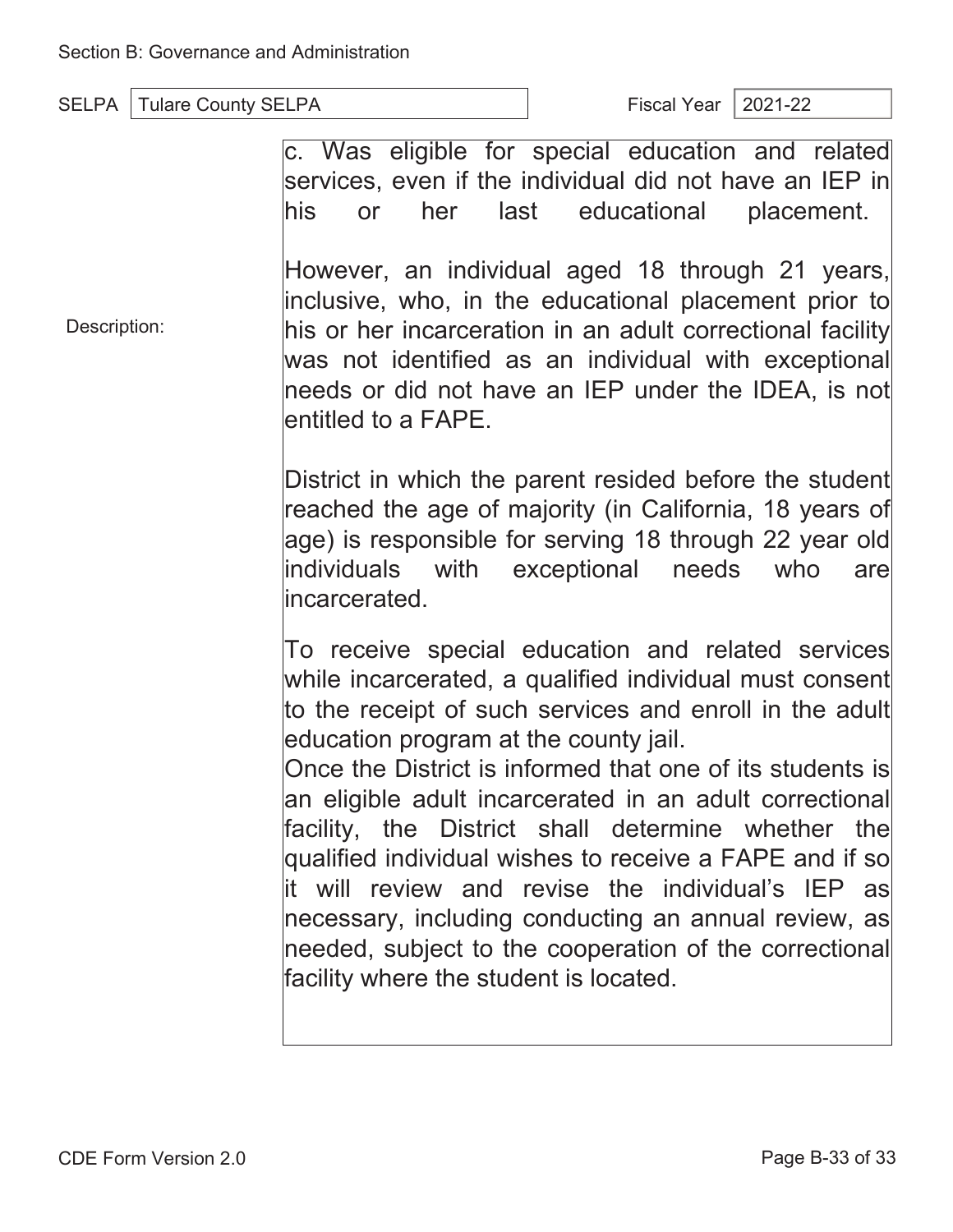Section B: Governance and Administration

SELPA: Tulare County SELPA

Fiscal Year: 2021-22

Description:

c. Was eligible for special education and related services, even if the individual did not have an IEP in his or her last educational placement.

However, an individual aged 18 through 21 years, inclusive, who, in the educational placement prior to his or her incarceration in an adult correctional facility was not identified as an individual with exceptional needs or did not have an IEP under the IDEA, is not entitled to a FAPE.

District in which the parent resided before the student reached the age of majority (in California, 18 years of age) is responsible for serving 18 through 22 year old individuals with exceptional needs who are incarcerated.

To receive special education and related services while incarcerated, a qualified individual must consent to the receipt of such services and enroll in the adult education program at the county jail.

Once the District is informed that one of its students is an eligible adult incarcerated in an adult correctional facility, the District shall determine whether the qualified individual wishes to receive a FAPE and if so it will review and revise the individual's IEP as necessary, including conducting an annual review, as needed, subject to the cooperation of the correctional facility where the student is located.

CDE Form Version 2.0